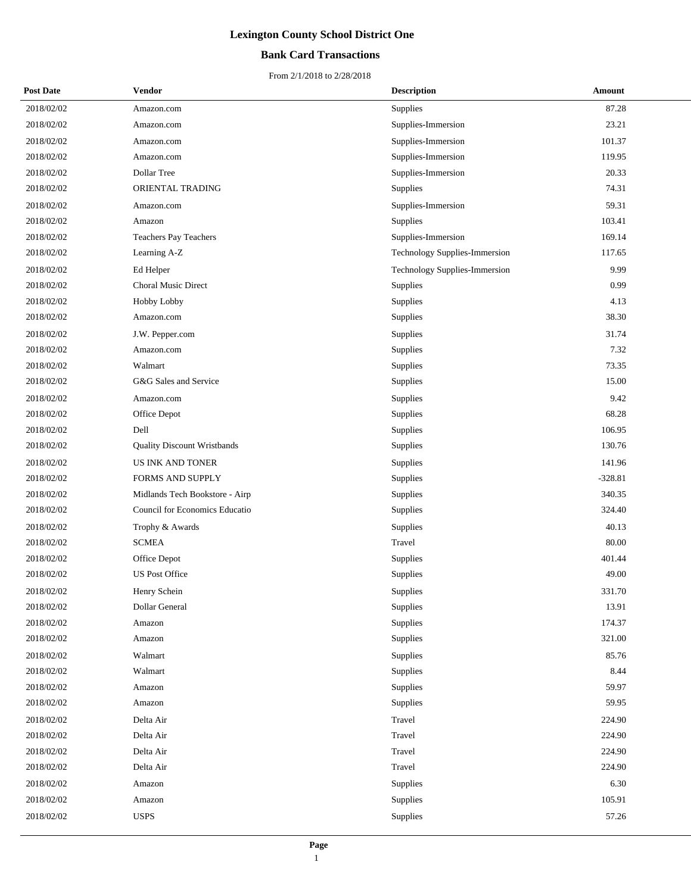# Lexington County School District One

## Bank Card Transactions

From 2/1/2018 to 2/28/2018

| Post Date | Vendor | Description | Amount |
|---|---|---|---|
| 2018/02/02 | Amazon.com | Supplies | 87.28 |
| 2018/02/02 | Amazon.com | Supplies-Immersion | 23.21 |
| 2018/02/02 | Amazon.com | Supplies-Immersion | 101.37 |
| 2018/02/02 | Amazon.com | Supplies-Immersion | 119.95 |
| 2018/02/02 | Dollar Tree | Supplies-Immersion | 20.33 |
| 2018/02/02 | ORIENTAL TRADING | Supplies | 74.31 |
| 2018/02/02 | Amazon.com | Supplies-Immersion | 59.31 |
| 2018/02/02 | Amazon | Supplies | 103.41 |
| 2018/02/02 | Teachers Pay Teachers | Supplies-Immersion | 169.14 |
| 2018/02/02 | Learning A-Z | Technology Supplies-Immersion | 117.65 |
| 2018/02/02 | Ed Helper | Technology Supplies-Immersion | 9.99 |
| 2018/02/02 | Choral Music Direct | Supplies | 0.99 |
| 2018/02/02 | Hobby Lobby | Supplies | 4.13 |
| 2018/02/02 | Amazon.com | Supplies | 38.30 |
| 2018/02/02 | J.W. Pepper.com | Supplies | 31.74 |
| 2018/02/02 | Amazon.com | Supplies | 7.32 |
| 2018/02/02 | Walmart | Supplies | 73.35 |
| 2018/02/02 | G&G Sales and Service | Supplies | 15.00 |
| 2018/02/02 | Amazon.com | Supplies | 9.42 |
| 2018/02/02 | Office Depot | Supplies | 68.28 |
| 2018/02/02 | Dell | Supplies | 106.95 |
| 2018/02/02 | Quality Discount Wristbands | Supplies | 130.76 |
| 2018/02/02 | US INK AND TONER | Supplies | 141.96 |
| 2018/02/02 | FORMS AND SUPPLY | Supplies | -328.81 |
| 2018/02/02 | Midlands Tech Bookstore - Airp | Supplies | 340.35 |
| 2018/02/02 | Council for Economics Educatio | Supplies | 324.40 |
| 2018/02/02 | Trophy & Awards | Supplies | 40.13 |
| 2018/02/02 | SCMEA | Travel | 80.00 |
| 2018/02/02 | Office Depot | Supplies | 401.44 |
| 2018/02/02 | US Post Office | Supplies | 49.00 |
| 2018/02/02 | Henry Schein | Supplies | 331.70 |
| 2018/02/02 | Dollar General | Supplies | 13.91 |
| 2018/02/02 | Amazon | Supplies | 174.37 |
| 2018/02/02 | Amazon | Supplies | 321.00 |
| 2018/02/02 | Walmart | Supplies | 85.76 |
| 2018/02/02 | Walmart | Supplies | 8.44 |
| 2018/02/02 | Amazon | Supplies | 59.97 |
| 2018/02/02 | Amazon | Supplies | 59.95 |
| 2018/02/02 | Delta Air | Travel | 224.90 |
| 2018/02/02 | Delta Air | Travel | 224.90 |
| 2018/02/02 | Delta Air | Travel | 224.90 |
| 2018/02/02 | Delta Air | Travel | 224.90 |
| 2018/02/02 | Amazon | Supplies | 6.30 |
| 2018/02/02 | Amazon | Supplies | 105.91 |
| 2018/02/02 | USPS | Supplies | 57.26 |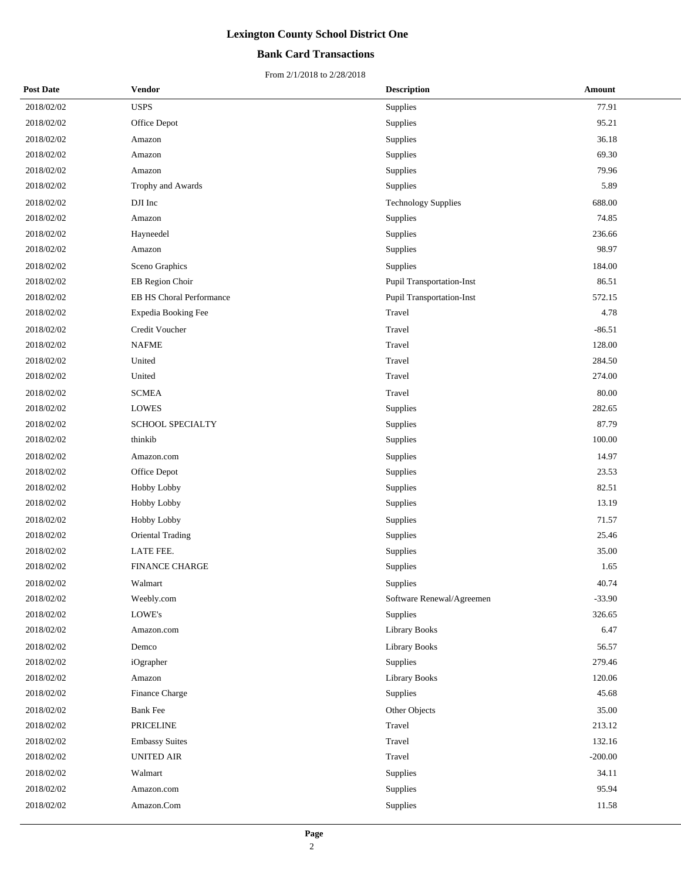# Lexington County School District One

## Bank Card Transactions

From 2/1/2018 to 2/28/2018

| Post Date | Vendor | Description | Amount |
|---|---|---|---|
| 2018/02/02 | USPS | Supplies | 77.91 |
| 2018/02/02 | Office Depot | Supplies | 95.21 |
| 2018/02/02 | Amazon | Supplies | 36.18 |
| 2018/02/02 | Amazon | Supplies | 69.30 |
| 2018/02/02 | Amazon | Supplies | 79.96 |
| 2018/02/02 | Trophy and Awards | Supplies | 5.89 |
| 2018/02/02 | DJI Inc | Technology Supplies | 688.00 |
| 2018/02/02 | Amazon | Supplies | 74.85 |
| 2018/02/02 | Hayneedel | Supplies | 236.66 |
| 2018/02/02 | Amazon | Supplies | 98.97 |
| 2018/02/02 | Sceno Graphics | Supplies | 184.00 |
| 2018/02/02 | EB Region Choir | Pupil Transportation-Inst | 86.51 |
| 2018/02/02 | EB HS Choral Performance | Pupil Transportation-Inst | 572.15 |
| 2018/02/02 | Expedia Booking Fee | Travel | 4.78 |
| 2018/02/02 | Credit Voucher | Travel | -86.51 |
| 2018/02/02 | NAFME | Travel | 128.00 |
| 2018/02/02 | United | Travel | 284.50 |
| 2018/02/02 | United | Travel | 274.00 |
| 2018/02/02 | SCMEA | Travel | 80.00 |
| 2018/02/02 | LOWES | Supplies | 282.65 |
| 2018/02/02 | SCHOOL SPECIALTY | Supplies | 87.79 |
| 2018/02/02 | thinkib | Supplies | 100.00 |
| 2018/02/02 | Amazon.com | Supplies | 14.97 |
| 2018/02/02 | Office Depot | Supplies | 23.53 |
| 2018/02/02 | Hobby Lobby | Supplies | 82.51 |
| 2018/02/02 | Hobby Lobby | Supplies | 13.19 |
| 2018/02/02 | Hobby Lobby | Supplies | 71.57 |
| 2018/02/02 | Oriental Trading | Supplies | 25.46 |
| 2018/02/02 | LATE FEE. | Supplies | 35.00 |
| 2018/02/02 | FINANCE CHARGE | Supplies | 1.65 |
| 2018/02/02 | Walmart | Supplies | 40.74 |
| 2018/02/02 | Weebly.com | Software Renewal/Agreemen | -33.90 |
| 2018/02/02 | LOWE's | Supplies | 326.65 |
| 2018/02/02 | Amazon.com | Library Books | 6.47 |
| 2018/02/02 | Demco | Library Books | 56.57 |
| 2018/02/02 | iOgrapher | Supplies | 279.46 |
| 2018/02/02 | Amazon | Library Books | 120.06 |
| 2018/02/02 | Finance Charge | Supplies | 45.68 |
| 2018/02/02 | Bank Fee | Other Objects | 35.00 |
| 2018/02/02 | PRICELINE | Travel | 213.12 |
| 2018/02/02 | Embassy Suites | Travel | 132.16 |
| 2018/02/02 | UNITED AIR | Travel | -200.00 |
| 2018/02/02 | Walmart | Supplies | 34.11 |
| 2018/02/02 | Amazon.com | Supplies | 95.94 |
| 2018/02/02 | Amazon.Com | Supplies | 11.58 |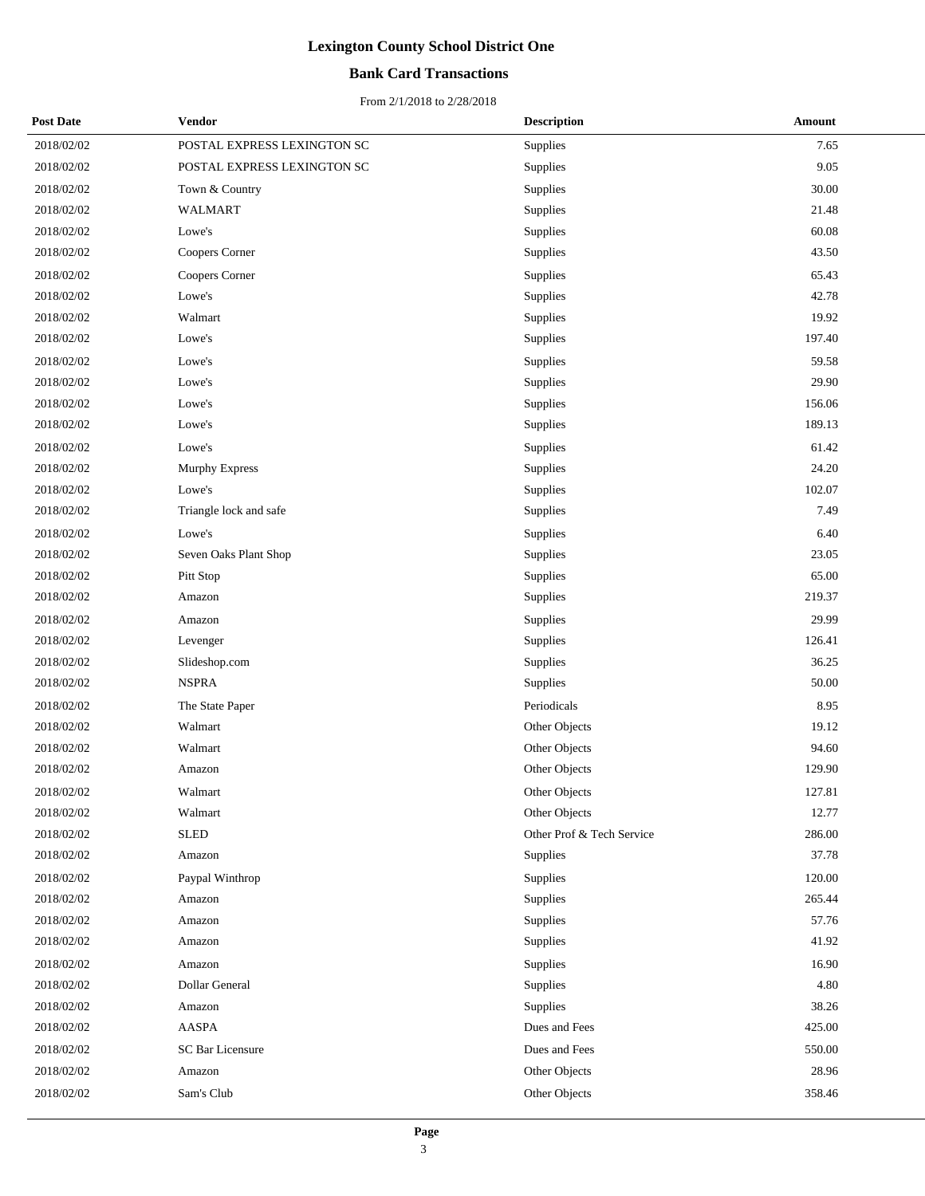# Lexington County School District One

## Bank Card Transactions

From 2/1/2018 to 2/28/2018

| Post Date | Vendor | Description | Amount |
|---|---|---|---|
| 2018/02/02 | POSTAL EXPRESS LEXINGTON SC | Supplies | 7.65 |
| 2018/02/02 | POSTAL EXPRESS LEXINGTON SC | Supplies | 9.05 |
| 2018/02/02 | Town & Country | Supplies | 30.00 |
| 2018/02/02 | WALMART | Supplies | 21.48 |
| 2018/02/02 | Lowe's | Supplies | 60.08 |
| 2018/02/02 | Coopers Corner | Supplies | 43.50 |
| 2018/02/02 | Coopers Corner | Supplies | 65.43 |
| 2018/02/02 | Lowe's | Supplies | 42.78 |
| 2018/02/02 | Walmart | Supplies | 19.92 |
| 2018/02/02 | Lowe's | Supplies | 197.40 |
| 2018/02/02 | Lowe's | Supplies | 59.58 |
| 2018/02/02 | Lowe's | Supplies | 29.90 |
| 2018/02/02 | Lowe's | Supplies | 156.06 |
| 2018/02/02 | Lowe's | Supplies | 189.13 |
| 2018/02/02 | Lowe's | Supplies | 61.42 |
| 2018/02/02 | Murphy Express | Supplies | 24.20 |
| 2018/02/02 | Lowe's | Supplies | 102.07 |
| 2018/02/02 | Triangle lock and safe | Supplies | 7.49 |
| 2018/02/02 | Lowe's | Supplies | 6.40 |
| 2018/02/02 | Seven Oaks Plant Shop | Supplies | 23.05 |
| 2018/02/02 | Pitt Stop | Supplies | 65.00 |
| 2018/02/02 | Amazon | Supplies | 219.37 |
| 2018/02/02 | Amazon | Supplies | 29.99 |
| 2018/02/02 | Levenger | Supplies | 126.41 |
| 2018/02/02 | Slideshop.com | Supplies | 36.25 |
| 2018/02/02 | NSPRA | Supplies | 50.00 |
| 2018/02/02 | The State Paper | Periodicals | 8.95 |
| 2018/02/02 | Walmart | Other Objects | 19.12 |
| 2018/02/02 | Walmart | Other Objects | 94.60 |
| 2018/02/02 | Amazon | Other Objects | 129.90 |
| 2018/02/02 | Walmart | Other Objects | 127.81 |
| 2018/02/02 | Walmart | Other Objects | 12.77 |
| 2018/02/02 | SLED | Other Prof & Tech Service | 286.00 |
| 2018/02/02 | Amazon | Supplies | 37.78 |
| 2018/02/02 | Paypal Winthrop | Supplies | 120.00 |
| 2018/02/02 | Amazon | Supplies | 265.44 |
| 2018/02/02 | Amazon | Supplies | 57.76 |
| 2018/02/02 | Amazon | Supplies | 41.92 |
| 2018/02/02 | Amazon | Supplies | 16.90 |
| 2018/02/02 | Dollar General | Supplies | 4.80 |
| 2018/02/02 | Amazon | Supplies | 38.26 |
| 2018/02/02 | AASPA | Dues and Fees | 425.00 |
| 2018/02/02 | SC Bar Licensure | Dues and Fees | 550.00 |
| 2018/02/02 | Amazon | Other Objects | 28.96 |
| 2018/02/02 | Sam's Club | Other Objects | 358.46 |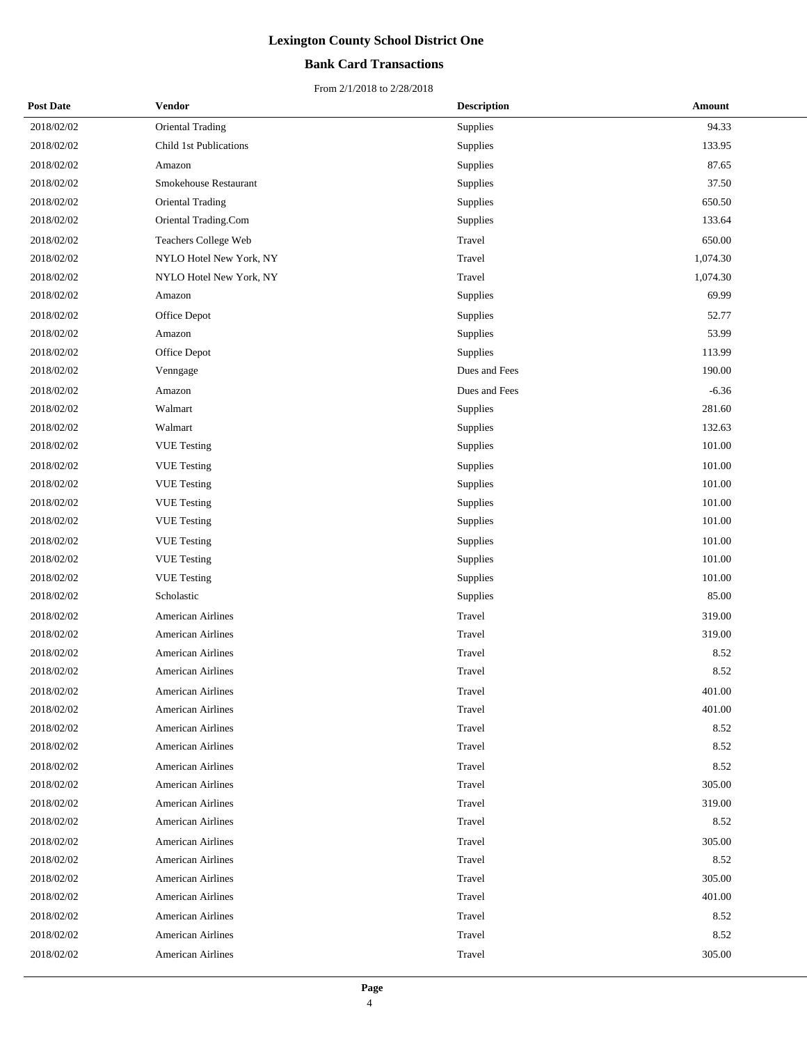# Lexington County School District One

## Bank Card Transactions

From 2/1/2018 to 2/28/2018

| Post Date | Vendor | Description | Amount |
| --- | --- | --- | --- |
| 2018/02/02 | Oriental Trading | Supplies | 94.33 |
| 2018/02/02 | Child 1st Publications | Supplies | 133.95 |
| 2018/02/02 | Amazon | Supplies | 87.65 |
| 2018/02/02 | Smokehouse Restaurant | Supplies | 37.50 |
| 2018/02/02 | Oriental Trading | Supplies | 650.50 |
| 2018/02/02 | Oriental Trading.Com | Supplies | 133.64 |
| 2018/02/02 | Teachers College Web | Travel | 650.00 |
| 2018/02/02 | NYLO Hotel New York, NY | Travel | 1,074.30 |
| 2018/02/02 | NYLO Hotel New York, NY | Travel | 1,074.30 |
| 2018/02/02 | Amazon | Supplies | 69.99 |
| 2018/02/02 | Office Depot | Supplies | 52.77 |
| 2018/02/02 | Amazon | Supplies | 53.99 |
| 2018/02/02 | Office Depot | Supplies | 113.99 |
| 2018/02/02 | Venngage | Dues and Fees | 190.00 |
| 2018/02/02 | Amazon | Dues and Fees | -6.36 |
| 2018/02/02 | Walmart | Supplies | 281.60 |
| 2018/02/02 | Walmart | Supplies | 132.63 |
| 2018/02/02 | VUE Testing | Supplies | 101.00 |
| 2018/02/02 | VUE Testing | Supplies | 101.00 |
| 2018/02/02 | VUE Testing | Supplies | 101.00 |
| 2018/02/02 | VUE Testing | Supplies | 101.00 |
| 2018/02/02 | VUE Testing | Supplies | 101.00 |
| 2018/02/02 | VUE Testing | Supplies | 101.00 |
| 2018/02/02 | VUE Testing | Supplies | 101.00 |
| 2018/02/02 | VUE Testing | Supplies | 101.00 |
| 2018/02/02 | Scholastic | Supplies | 85.00 |
| 2018/02/02 | American Airlines | Travel | 319.00 |
| 2018/02/02 | American Airlines | Travel | 319.00 |
| 2018/02/02 | American Airlines | Travel | 8.52 |
| 2018/02/02 | American Airlines | Travel | 8.52 |
| 2018/02/02 | American Airlines | Travel | 401.00 |
| 2018/02/02 | American Airlines | Travel | 401.00 |
| 2018/02/02 | American Airlines | Travel | 8.52 |
| 2018/02/02 | American Airlines | Travel | 8.52 |
| 2018/02/02 | American Airlines | Travel | 8.52 |
| 2018/02/02 | American Airlines | Travel | 305.00 |
| 2018/02/02 | American Airlines | Travel | 319.00 |
| 2018/02/02 | American Airlines | Travel | 8.52 |
| 2018/02/02 | American Airlines | Travel | 305.00 |
| 2018/02/02 | American Airlines | Travel | 8.52 |
| 2018/02/02 | American Airlines | Travel | 305.00 |
| 2018/02/02 | American Airlines | Travel | 401.00 |
| 2018/02/02 | American Airlines | Travel | 8.52 |
| 2018/02/02 | American Airlines | Travel | 8.52 |
| 2018/02/02 | American Airlines | Travel | 305.00 |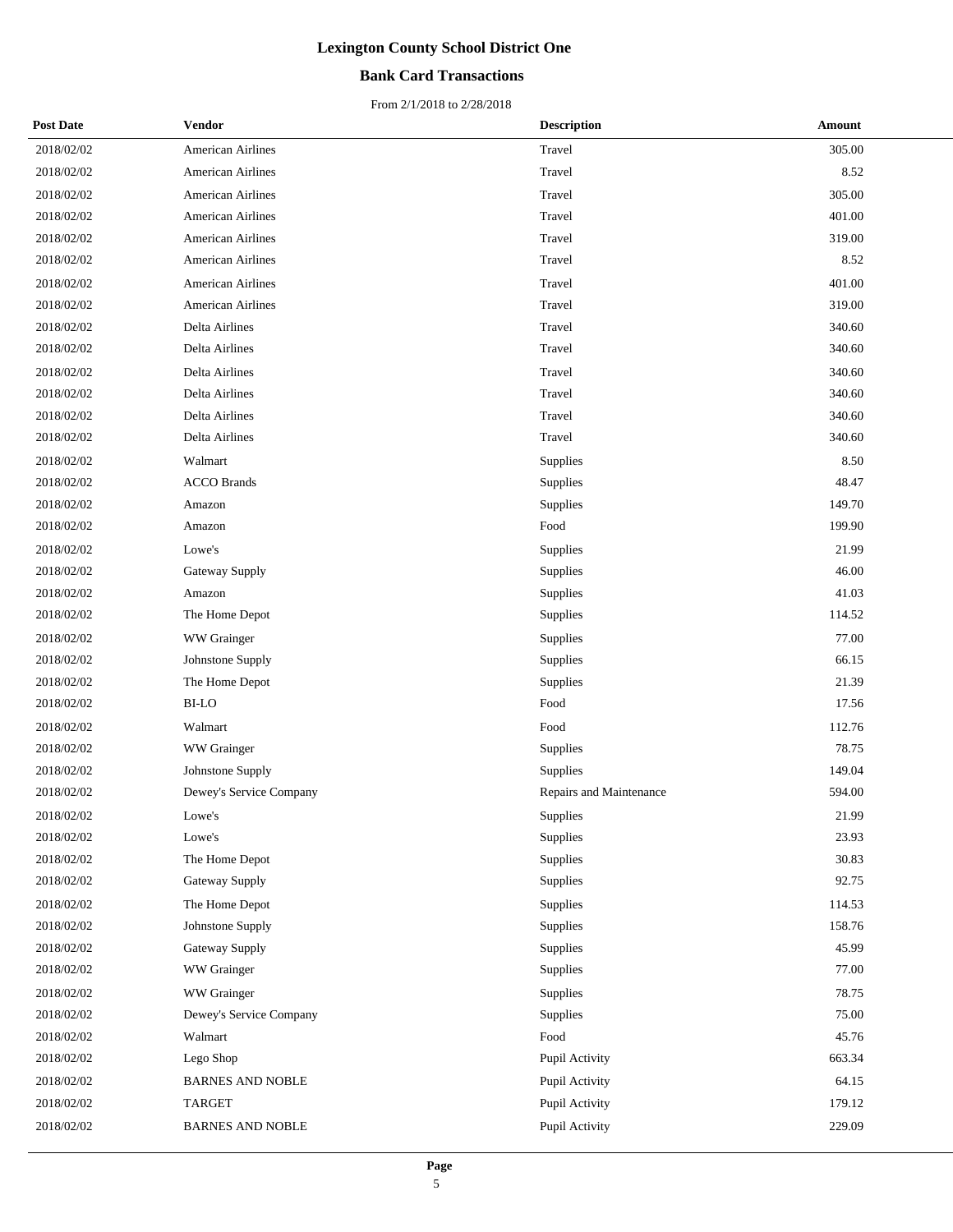# Lexington County School District One

## Bank Card Transactions

From 2/1/2018 to 2/28/2018

| Post Date | Vendor | Description | Amount |
|---|---|---|---|
| 2018/02/02 | American Airlines | Travel | 305.00 |
| 2018/02/02 | American Airlines | Travel | 8.52 |
| 2018/02/02 | American Airlines | Travel | 305.00 |
| 2018/02/02 | American Airlines | Travel | 401.00 |
| 2018/02/02 | American Airlines | Travel | 319.00 |
| 2018/02/02 | American Airlines | Travel | 8.52 |
| 2018/02/02 | American Airlines | Travel | 401.00 |
| 2018/02/02 | American Airlines | Travel | 319.00 |
| 2018/02/02 | Delta Airlines | Travel | 340.60 |
| 2018/02/02 | Delta Airlines | Travel | 340.60 |
| 2018/02/02 | Delta Airlines | Travel | 340.60 |
| 2018/02/02 | Delta Airlines | Travel | 340.60 |
| 2018/02/02 | Delta Airlines | Travel | 340.60 |
| 2018/02/02 | Delta Airlines | Travel | 340.60 |
| 2018/02/02 | Walmart | Supplies | 8.50 |
| 2018/02/02 | ACCO Brands | Supplies | 48.47 |
| 2018/02/02 | Amazon | Supplies | 149.70 |
| 2018/02/02 | Amazon | Food | 199.90 |
| 2018/02/02 | Lowe's | Supplies | 21.99 |
| 2018/02/02 | Gateway Supply | Supplies | 46.00 |
| 2018/02/02 | Amazon | Supplies | 41.03 |
| 2018/02/02 | The Home Depot | Supplies | 114.52 |
| 2018/02/02 | WW Grainger | Supplies | 77.00 |
| 2018/02/02 | Johnstone Supply | Supplies | 66.15 |
| 2018/02/02 | The Home Depot | Supplies | 21.39 |
| 2018/02/02 | BI-LO | Food | 17.56 |
| 2018/02/02 | Walmart | Food | 112.76 |
| 2018/02/02 | WW Grainger | Supplies | 78.75 |
| 2018/02/02 | Johnstone Supply | Supplies | 149.04 |
| 2018/02/02 | Dewey's Service Company | Repairs and Maintenance | 594.00 |
| 2018/02/02 | Lowe's | Supplies | 21.99 |
| 2018/02/02 | Lowe's | Supplies | 23.93 |
| 2018/02/02 | The Home Depot | Supplies | 30.83 |
| 2018/02/02 | Gateway Supply | Supplies | 92.75 |
| 2018/02/02 | The Home Depot | Supplies | 114.53 |
| 2018/02/02 | Johnstone Supply | Supplies | 158.76 |
| 2018/02/02 | Gateway Supply | Supplies | 45.99 |
| 2018/02/02 | WW Grainger | Supplies | 77.00 |
| 2018/02/02 | WW Grainger | Supplies | 78.75 |
| 2018/02/02 | Dewey's Service Company | Supplies | 75.00 |
| 2018/02/02 | Walmart | Food | 45.76 |
| 2018/02/02 | Lego Shop | Pupil Activity | 663.34 |
| 2018/02/02 | BARNES AND NOBLE | Pupil Activity | 64.15 |
| 2018/02/02 | TARGET | Pupil Activity | 179.12 |
| 2018/02/02 | BARNES AND NOBLE | Pupil Activity | 229.09 |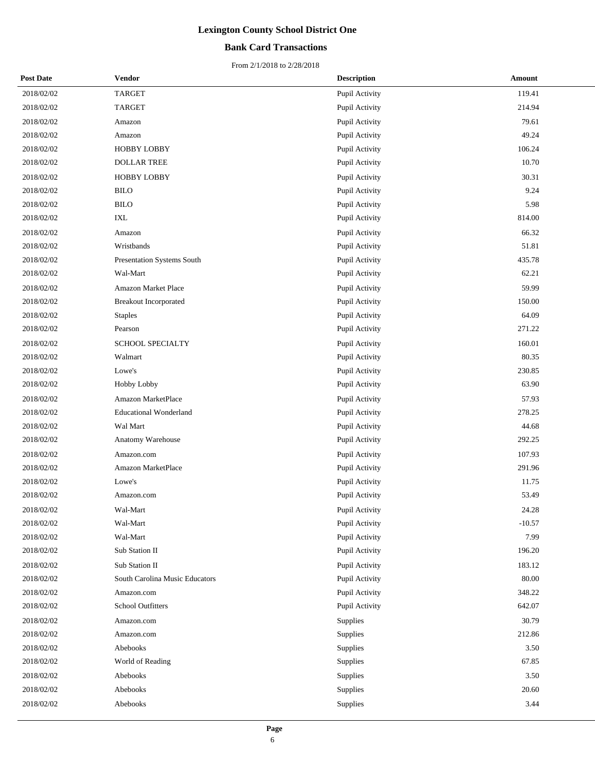# Lexington County School District One

## Bank Card Transactions

From 2/1/2018 to 2/28/2018

| Post Date | Vendor | Description | Amount |
|---|---|---|---|
| 2018/02/02 | TARGET | Pupil Activity | 119.41 |
| 2018/02/02 | TARGET | Pupil Activity | 214.94 |
| 2018/02/02 | Amazon | Pupil Activity | 79.61 |
| 2018/02/02 | Amazon | Pupil Activity | 49.24 |
| 2018/02/02 | HOBBY LOBBY | Pupil Activity | 106.24 |
| 2018/02/02 | DOLLAR TREE | Pupil Activity | 10.70 |
| 2018/02/02 | HOBBY LOBBY | Pupil Activity | 30.31 |
| 2018/02/02 | BILO | Pupil Activity | 9.24 |
| 2018/02/02 | BILO | Pupil Activity | 5.98 |
| 2018/02/02 | IXL | Pupil Activity | 814.00 |
| 2018/02/02 | Amazon | Pupil Activity | 66.32 |
| 2018/02/02 | Wristbands | Pupil Activity | 51.81 |
| 2018/02/02 | Presentation Systems South | Pupil Activity | 435.78 |
| 2018/02/02 | Wal-Mart | Pupil Activity | 62.21 |
| 2018/02/02 | Amazon Market Place | Pupil Activity | 59.99 |
| 2018/02/02 | Breakout Incorporated | Pupil Activity | 150.00 |
| 2018/02/02 | Staples | Pupil Activity | 64.09 |
| 2018/02/02 | Pearson | Pupil Activity | 271.22 |
| 2018/02/02 | SCHOOL SPECIALTY | Pupil Activity | 160.01 |
| 2018/02/02 | Walmart | Pupil Activity | 80.35 |
| 2018/02/02 | Lowe's | Pupil Activity | 230.85 |
| 2018/02/02 | Hobby Lobby | Pupil Activity | 63.90 |
| 2018/02/02 | Amazon MarketPlace | Pupil Activity | 57.93 |
| 2018/02/02 | Educational Wonderland | Pupil Activity | 278.25 |
| 2018/02/02 | Wal Mart | Pupil Activity | 44.68 |
| 2018/02/02 | Anatomy Warehouse | Pupil Activity | 292.25 |
| 2018/02/02 | Amazon.com | Pupil Activity | 107.93 |
| 2018/02/02 | Amazon MarketPlace | Pupil Activity | 291.96 |
| 2018/02/02 | Lowe's | Pupil Activity | 11.75 |
| 2018/02/02 | Amazon.com | Pupil Activity | 53.49 |
| 2018/02/02 | Wal-Mart | Pupil Activity | 24.28 |
| 2018/02/02 | Wal-Mart | Pupil Activity | -10.57 |
| 2018/02/02 | Wal-Mart | Pupil Activity | 7.99 |
| 2018/02/02 | Sub Station II | Pupil Activity | 196.20 |
| 2018/02/02 | Sub Station II | Pupil Activity | 183.12 |
| 2018/02/02 | South Carolina Music Educators | Pupil Activity | 80.00 |
| 2018/02/02 | Amazon.com | Pupil Activity | 348.22 |
| 2018/02/02 | School Outfitters | Pupil Activity | 642.07 |
| 2018/02/02 | Amazon.com | Supplies | 30.79 |
| 2018/02/02 | Amazon.com | Supplies | 212.86 |
| 2018/02/02 | Abebooks | Supplies | 3.50 |
| 2018/02/02 | World of Reading | Supplies | 67.85 |
| 2018/02/02 | Abebooks | Supplies | 3.50 |
| 2018/02/02 | Abebooks | Supplies | 20.60 |
| 2018/02/02 | Abebooks | Supplies | 3.44 |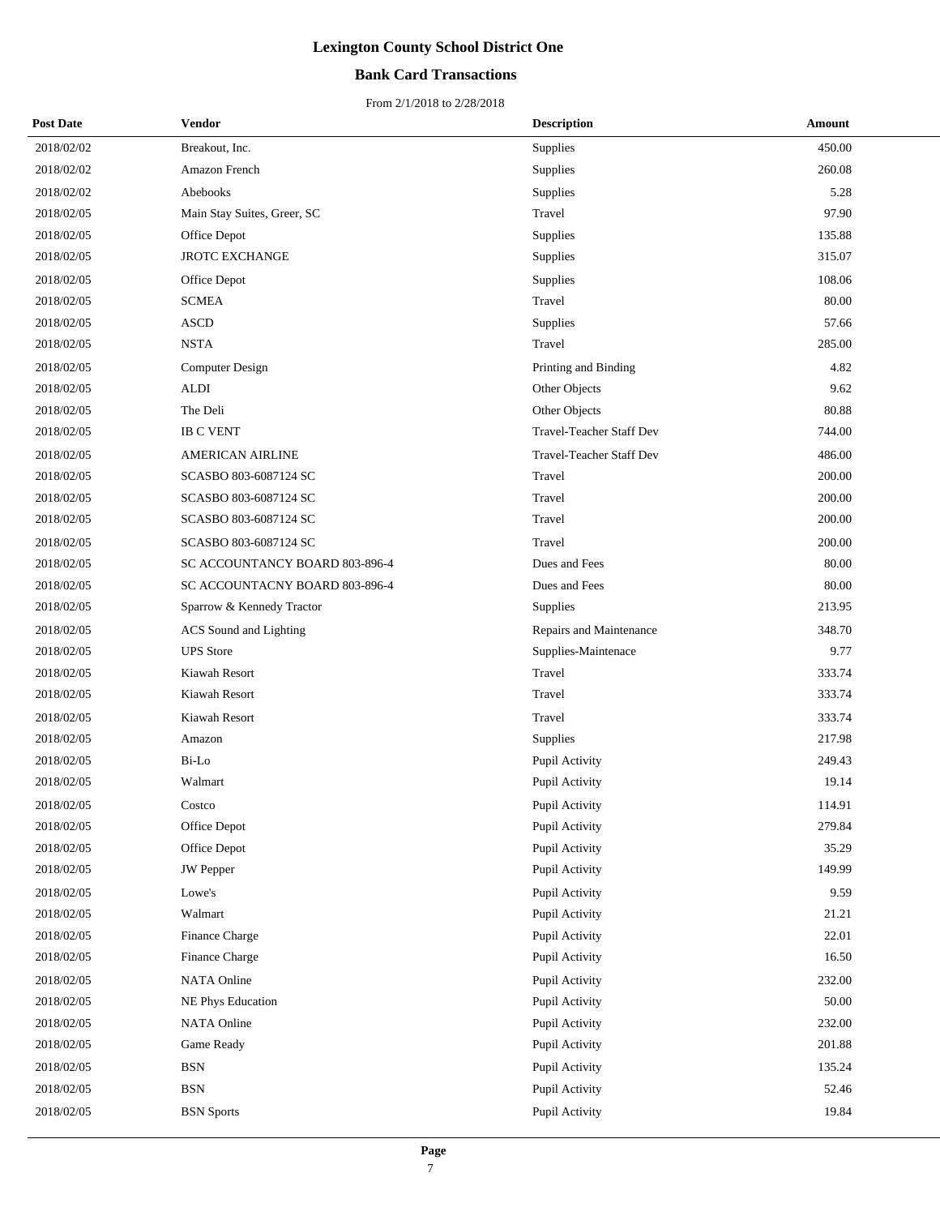# Lexington County School District One

## Bank Card Transactions

From 2/1/2018 to 2/28/2018

| Post Date | Vendor | Description | Amount |
|---|---|---|---|
| 2018/02/02 | Breakout, Inc. | Supplies | 450.00 |
| 2018/02/02 | Amazon French | Supplies | 260.08 |
| 2018/02/02 | Abebooks | Supplies | 5.28 |
| 2018/02/05 | Main Stay Suites, Greer, SC | Travel | 97.90 |
| 2018/02/05 | Office Depot | Supplies | 135.88 |
| 2018/02/05 | JROTC EXCHANGE | Supplies | 315.07 |
| 2018/02/05 | Office Depot | Supplies | 108.06 |
| 2018/02/05 | SCMEA | Travel | 80.00 |
| 2018/02/05 | ASCD | Supplies | 57.66 |
| 2018/02/05 | NSTA | Travel | 285.00 |
| 2018/02/05 | Computer Design | Printing and Binding | 4.82 |
| 2018/02/05 | ALDI | Other Objects | 9.62 |
| 2018/02/05 | The Deli | Other Objects | 80.88 |
| 2018/02/05 | IB C VENT | Travel-Teacher Staff Dev | 744.00 |
| 2018/02/05 | AMERICAN AIRLINE | Travel-Teacher Staff Dev | 486.00 |
| 2018/02/05 | SCASBO 803-6087124 SC | Travel | 200.00 |
| 2018/02/05 | SCASBO 803-6087124 SC | Travel | 200.00 |
| 2018/02/05 | SCASBO 803-6087124 SC | Travel | 200.00 |
| 2018/02/05 | SCASBO 803-6087124 SC | Travel | 200.00 |
| 2018/02/05 | SC ACCOUNTANCY BOARD 803-896-4 | Dues and Fees | 80.00 |
| 2018/02/05 | SC ACCOUNTACNY BOARD 803-896-4 | Dues and Fees | 80.00 |
| 2018/02/05 | Sparrow & Kennedy Tractor | Supplies | 213.95 |
| 2018/02/05 | ACS Sound and Lighting | Repairs and Maintenance | 348.70 |
| 2018/02/05 | UPS Store | Supplies-Maintenace | 9.77 |
| 2018/02/05 | Kiawah Resort | Travel | 333.74 |
| 2018/02/05 | Kiawah Resort | Travel | 333.74 |
| 2018/02/05 | Kiawah Resort | Travel | 333.74 |
| 2018/02/05 | Amazon | Supplies | 217.98 |
| 2018/02/05 | Bi-Lo | Pupil Activity | 249.43 |
| 2018/02/05 | Walmart | Pupil Activity | 19.14 |
| 2018/02/05 | Costco | Pupil Activity | 114.91 |
| 2018/02/05 | Office Depot | Pupil Activity | 279.84 |
| 2018/02/05 | Office Depot | Pupil Activity | 35.29 |
| 2018/02/05 | JW Pepper | Pupil Activity | 149.99 |
| 2018/02/05 | Lowe's | Pupil Activity | 9.59 |
| 2018/02/05 | Walmart | Pupil Activity | 21.21 |
| 2018/02/05 | Finance Charge | Pupil Activity | 22.01 |
| 2018/02/05 | Finance Charge | Pupil Activity | 16.50 |
| 2018/02/05 | NATA Online | Pupil Activity | 232.00 |
| 2018/02/05 | NE Phys Education | Pupil Activity | 50.00 |
| 2018/02/05 | NATA Online | Pupil Activity | 232.00 |
| 2018/02/05 | Game Ready | Pupil Activity | 201.88 |
| 2018/02/05 | BSN | Pupil Activity | 135.24 |
| 2018/02/05 | BSN | Pupil Activity | 52.46 |
| 2018/02/05 | BSN Sports | Pupil Activity | 19.84 |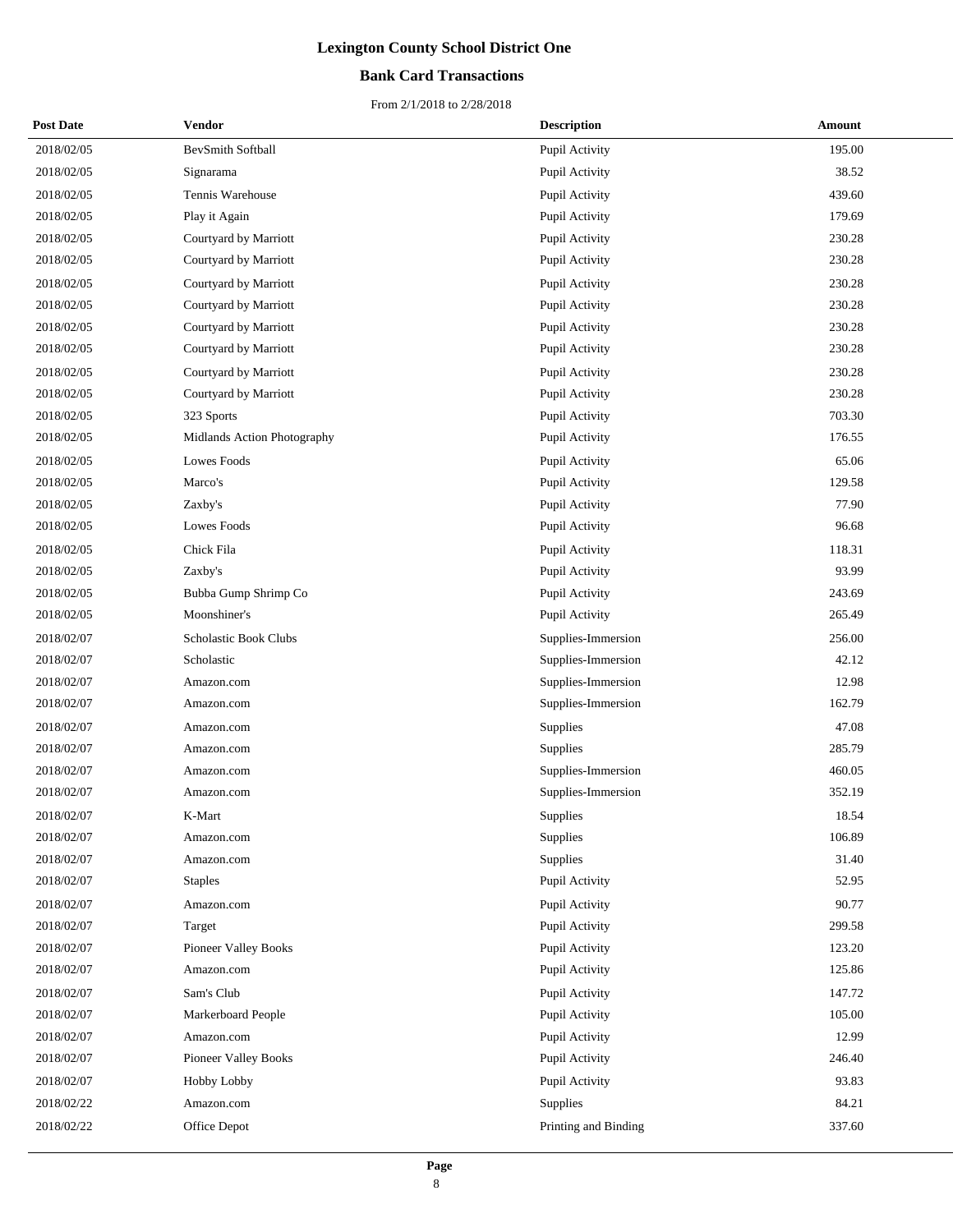# Lexington County School District One

## Bank Card Transactions

From 2/1/2018 to 2/28/2018

| Post Date | Vendor | Description | Amount |
|---|---|---|---|
| 2018/02/05 | BevSmith Softball | Pupil Activity | 195.00 |
| 2018/02/05 | Signarama | Pupil Activity | 38.52 |
| 2018/02/05 | Tennis Warehouse | Pupil Activity | 439.60 |
| 2018/02/05 | Play it Again | Pupil Activity | 179.69 |
| 2018/02/05 | Courtyard by Marriott | Pupil Activity | 230.28 |
| 2018/02/05 | Courtyard by Marriott | Pupil Activity | 230.28 |
| 2018/02/05 | Courtyard by Marriott | Pupil Activity | 230.28 |
| 2018/02/05 | Courtyard by Marriott | Pupil Activity | 230.28 |
| 2018/02/05 | Courtyard by Marriott | Pupil Activity | 230.28 |
| 2018/02/05 | Courtyard by Marriott | Pupil Activity | 230.28 |
| 2018/02/05 | Courtyard by Marriott | Pupil Activity | 230.28 |
| 2018/02/05 | Courtyard by Marriott | Pupil Activity | 230.28 |
| 2018/02/05 | 323 Sports | Pupil Activity | 703.30 |
| 2018/02/05 | Midlands Action Photography | Pupil Activity | 176.55 |
| 2018/02/05 | Lowes Foods | Pupil Activity | 65.06 |
| 2018/02/05 | Marco's | Pupil Activity | 129.58 |
| 2018/02/05 | Zaxby's | Pupil Activity | 77.90 |
| 2018/02/05 | Lowes Foods | Pupil Activity | 96.68 |
| 2018/02/05 | Chick Fila | Pupil Activity | 118.31 |
| 2018/02/05 | Zaxby's | Pupil Activity | 93.99 |
| 2018/02/05 | Bubba Gump Shrimp Co | Pupil Activity | 243.69 |
| 2018/02/05 | Moonshiner's | Pupil Activity | 265.49 |
| 2018/02/07 | Scholastic Book Clubs | Supplies-Immersion | 256.00 |
| 2018/02/07 | Scholastic | Supplies-Immersion | 42.12 |
| 2018/02/07 | Amazon.com | Supplies-Immersion | 12.98 |
| 2018/02/07 | Amazon.com | Supplies-Immersion | 162.79 |
| 2018/02/07 | Amazon.com | Supplies | 47.08 |
| 2018/02/07 | Amazon.com | Supplies | 285.79 |
| 2018/02/07 | Amazon.com | Supplies-Immersion | 460.05 |
| 2018/02/07 | Amazon.com | Supplies-Immersion | 352.19 |
| 2018/02/07 | K-Mart | Supplies | 18.54 |
| 2018/02/07 | Amazon.com | Supplies | 106.89 |
| 2018/02/07 | Amazon.com | Supplies | 31.40 |
| 2018/02/07 | Staples | Pupil Activity | 52.95 |
| 2018/02/07 | Amazon.com | Pupil Activity | 90.77 |
| 2018/02/07 | Target | Pupil Activity | 299.58 |
| 2018/02/07 | Pioneer Valley Books | Pupil Activity | 123.20 |
| 2018/02/07 | Amazon.com | Pupil Activity | 125.86 |
| 2018/02/07 | Sam's Club | Pupil Activity | 147.72 |
| 2018/02/07 | Markerboard People | Pupil Activity | 105.00 |
| 2018/02/07 | Amazon.com | Pupil Activity | 12.99 |
| 2018/02/07 | Pioneer Valley Books | Pupil Activity | 246.40 |
| 2018/02/07 | Hobby Lobby | Pupil Activity | 93.83 |
| 2018/02/22 | Amazon.com | Supplies | 84.21 |
| 2018/02/22 | Office Depot | Printing and Binding | 337.60 |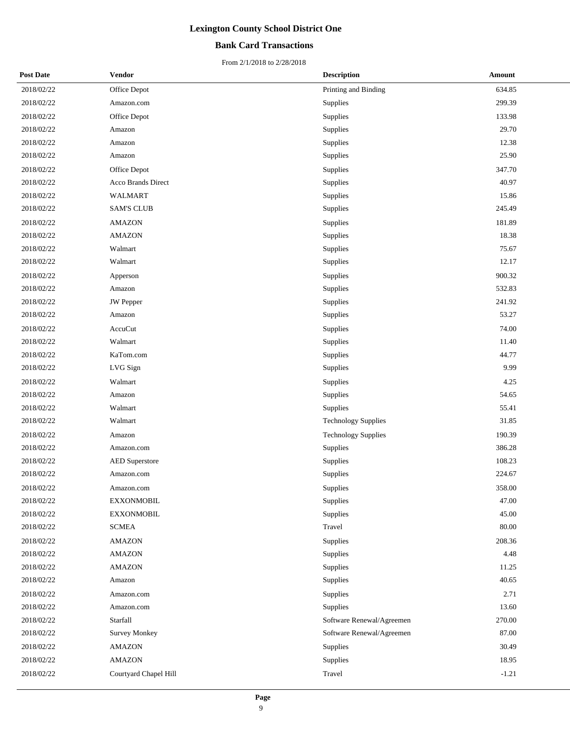# Lexington County School District One

## Bank Card Transactions

From 2/1/2018 to 2/28/2018

| Post Date | Vendor | Description | Amount |
|---|---|---|---|
| 2018/02/22 | Office Depot | Printing and Binding | 634.85 |
| 2018/02/22 | Amazon.com | Supplies | 299.39 |
| 2018/02/22 | Office Depot | Supplies | 133.98 |
| 2018/02/22 | Amazon | Supplies | 29.70 |
| 2018/02/22 | Amazon | Supplies | 12.38 |
| 2018/02/22 | Amazon | Supplies | 25.90 |
| 2018/02/22 | Office Depot | Supplies | 347.70 |
| 2018/02/22 | Acco Brands Direct | Supplies | 40.97 |
| 2018/02/22 | WALMART | Supplies | 15.86 |
| 2018/02/22 | SAM'S CLUB | Supplies | 245.49 |
| 2018/02/22 | AMAZON | Supplies | 181.89 |
| 2018/02/22 | AMAZON | Supplies | 18.38 |
| 2018/02/22 | Walmart | Supplies | 75.67 |
| 2018/02/22 | Walmart | Supplies | 12.17 |
| 2018/02/22 | Apperson | Supplies | 900.32 |
| 2018/02/22 | Amazon | Supplies | 532.83 |
| 2018/02/22 | JW Pepper | Supplies | 241.92 |
| 2018/02/22 | Amazon | Supplies | 53.27 |
| 2018/02/22 | AccuCut | Supplies | 74.00 |
| 2018/02/22 | Walmart | Supplies | 11.40 |
| 2018/02/22 | KaTom.com | Supplies | 44.77 |
| 2018/02/22 | LVG Sign | Supplies | 9.99 |
| 2018/02/22 | Walmart | Supplies | 4.25 |
| 2018/02/22 | Amazon | Supplies | 54.65 |
| 2018/02/22 | Walmart | Supplies | 55.41 |
| 2018/02/22 | Walmart | Technology Supplies | 31.85 |
| 2018/02/22 | Amazon | Technology Supplies | 190.39 |
| 2018/02/22 | Amazon.com | Supplies | 386.28 |
| 2018/02/22 | AED Superstore | Supplies | 108.23 |
| 2018/02/22 | Amazon.com | Supplies | 224.67 |
| 2018/02/22 | Amazon.com | Supplies | 358.00 |
| 2018/02/22 | EXXONMOBIL | Supplies | 47.00 |
| 2018/02/22 | EXXONMOBIL | Supplies | 45.00 |
| 2018/02/22 | SCMEA | Travel | 80.00 |
| 2018/02/22 | AMAZON | Supplies | 208.36 |
| 2018/02/22 | AMAZON | Supplies | 4.48 |
| 2018/02/22 | AMAZON | Supplies | 11.25 |
| 2018/02/22 | Amazon | Supplies | 40.65 |
| 2018/02/22 | Amazon.com | Supplies | 2.71 |
| 2018/02/22 | Amazon.com | Supplies | 13.60 |
| 2018/02/22 | Starfall | Software Renewal/Agreemen | 270.00 |
| 2018/02/22 | Survey Monkey | Software Renewal/Agreemen | 87.00 |
| 2018/02/22 | AMAZON | Supplies | 30.49 |
| 2018/02/22 | AMAZON | Supplies | 18.95 |
| 2018/02/22 | Courtyard Chapel Hill | Travel | -1.21 |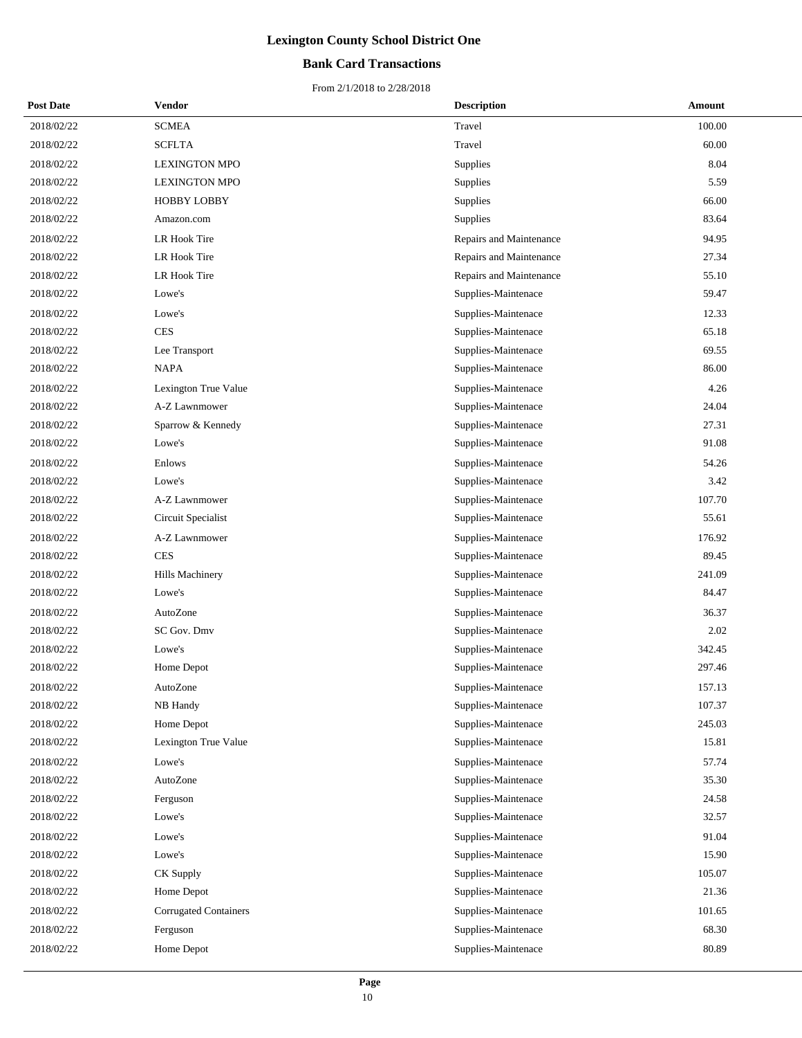# Lexington County School District One

## Bank Card Transactions

From 2/1/2018 to 2/28/2018

| Post Date | Vendor | Description | Amount |
|---|---|---|---|
| 2018/02/22 | SCMEA | Travel | 100.00 |
| 2018/02/22 | SCFLTA | Travel | 60.00 |
| 2018/02/22 | LEXINGTON MPO | Supplies | 8.04 |
| 2018/02/22 | LEXINGTON MPO | Supplies | 5.59 |
| 2018/02/22 | HOBBY LOBBY | Supplies | 66.00 |
| 2018/02/22 | Amazon.com | Supplies | 83.64 |
| 2018/02/22 | LR Hook Tire | Repairs and Maintenance | 94.95 |
| 2018/02/22 | LR Hook Tire | Repairs and Maintenance | 27.34 |
| 2018/02/22 | LR Hook Tire | Repairs and Maintenance | 55.10 |
| 2018/02/22 | Lowe's | Supplies-Maintenace | 59.47 |
| 2018/02/22 | Lowe's | Supplies-Maintenace | 12.33 |
| 2018/02/22 | CES | Supplies-Maintenace | 65.18 |
| 2018/02/22 | Lee Transport | Supplies-Maintenace | 69.55 |
| 2018/02/22 | NAPA | Supplies-Maintenace | 86.00 |
| 2018/02/22 | Lexington True Value | Supplies-Maintenace | 4.26 |
| 2018/02/22 | A-Z Lawnmower | Supplies-Maintenace | 24.04 |
| 2018/02/22 | Sparrow & Kennedy | Supplies-Maintenace | 27.31 |
| 2018/02/22 | Lowe's | Supplies-Maintenace | 91.08 |
| 2018/02/22 | Enlows | Supplies-Maintenace | 54.26 |
| 2018/02/22 | Lowe's | Supplies-Maintenace | 3.42 |
| 2018/02/22 | A-Z Lawnmower | Supplies-Maintenace | 107.70 |
| 2018/02/22 | Circuit Specialist | Supplies-Maintenace | 55.61 |
| 2018/02/22 | A-Z Lawnmower | Supplies-Maintenace | 176.92 |
| 2018/02/22 | CES | Supplies-Maintenace | 89.45 |
| 2018/02/22 | Hills Machinery | Supplies-Maintenace | 241.09 |
| 2018/02/22 | Lowe's | Supplies-Maintenace | 84.47 |
| 2018/02/22 | AutoZone | Supplies-Maintenace | 36.37 |
| 2018/02/22 | SC Gov. Dmv | Supplies-Maintenace | 2.02 |
| 2018/02/22 | Lowe's | Supplies-Maintenace | 342.45 |
| 2018/02/22 | Home Depot | Supplies-Maintenace | 297.46 |
| 2018/02/22 | AutoZone | Supplies-Maintenace | 157.13 |
| 2018/02/22 | NB Handy | Supplies-Maintenace | 107.37 |
| 2018/02/22 | Home Depot | Supplies-Maintenace | 245.03 |
| 2018/02/22 | Lexington True Value | Supplies-Maintenace | 15.81 |
| 2018/02/22 | Lowe's | Supplies-Maintenace | 57.74 |
| 2018/02/22 | AutoZone | Supplies-Maintenace | 35.30 |
| 2018/02/22 | Ferguson | Supplies-Maintenace | 24.58 |
| 2018/02/22 | Lowe's | Supplies-Maintenace | 32.57 |
| 2018/02/22 | Lowe's | Supplies-Maintenace | 91.04 |
| 2018/02/22 | Lowe's | Supplies-Maintenace | 15.90 |
| 2018/02/22 | CK Supply | Supplies-Maintenace | 105.07 |
| 2018/02/22 | Home Depot | Supplies-Maintenace | 21.36 |
| 2018/02/22 | Corrugated Containers | Supplies-Maintenace | 101.65 |
| 2018/02/22 | Ferguson | Supplies-Maintenace | 68.30 |
| 2018/02/22 | Home Depot | Supplies-Maintenace | 80.89 |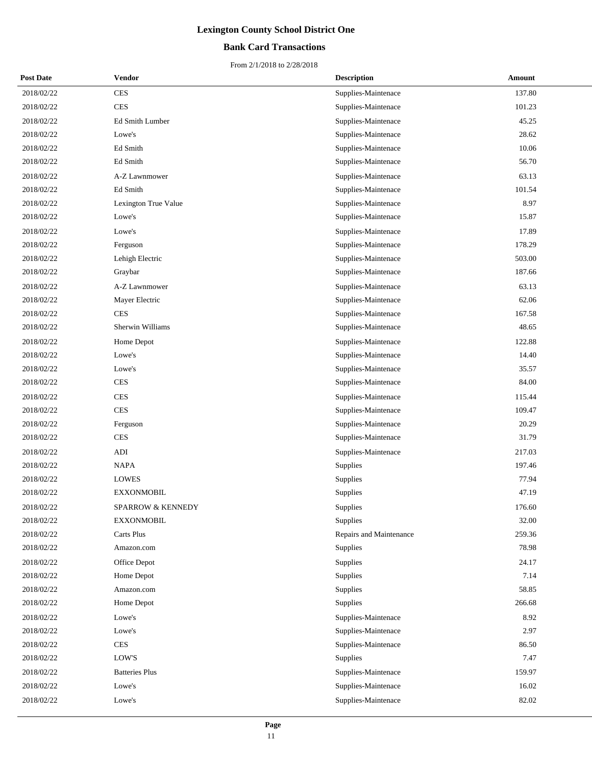# Lexington County School District One

## Bank Card Transactions

From 2/1/2018 to 2/28/2018

| Post Date | Vendor | Description | Amount |
|---|---|---|---|
| 2018/02/22 | CES | Supplies-Maintenace | 137.80 |
| 2018/02/22 | CES | Supplies-Maintenace | 101.23 |
| 2018/02/22 | Ed Smith Lumber | Supplies-Maintenace | 45.25 |
| 2018/02/22 | Lowe's | Supplies-Maintenace | 28.62 |
| 2018/02/22 | Ed Smith | Supplies-Maintenace | 10.06 |
| 2018/02/22 | Ed Smith | Supplies-Maintenace | 56.70 |
| 2018/02/22 | A-Z Lawnmower | Supplies-Maintenace | 63.13 |
| 2018/02/22 | Ed Smith | Supplies-Maintenace | 101.54 |
| 2018/02/22 | Lexington True Value | Supplies-Maintenace | 8.97 |
| 2018/02/22 | Lowe's | Supplies-Maintenace | 15.87 |
| 2018/02/22 | Lowe's | Supplies-Maintenace | 17.89 |
| 2018/02/22 | Ferguson | Supplies-Maintenace | 178.29 |
| 2018/02/22 | Lehigh Electric | Supplies-Maintenace | 503.00 |
| 2018/02/22 | Graybar | Supplies-Maintenace | 187.66 |
| 2018/02/22 | A-Z Lawnmower | Supplies-Maintenace | 63.13 |
| 2018/02/22 | Mayer Electric | Supplies-Maintenace | 62.06 |
| 2018/02/22 | CES | Supplies-Maintenace | 167.58 |
| 2018/02/22 | Sherwin Williams | Supplies-Maintenace | 48.65 |
| 2018/02/22 | Home Depot | Supplies-Maintenace | 122.88 |
| 2018/02/22 | Lowe's | Supplies-Maintenace | 14.40 |
| 2018/02/22 | Lowe's | Supplies-Maintenace | 35.57 |
| 2018/02/22 | CES | Supplies-Maintenace | 84.00 |
| 2018/02/22 | CES | Supplies-Maintenace | 115.44 |
| 2018/02/22 | CES | Supplies-Maintenace | 109.47 |
| 2018/02/22 | Ferguson | Supplies-Maintenace | 20.29 |
| 2018/02/22 | CES | Supplies-Maintenace | 31.79 |
| 2018/02/22 | ADI | Supplies-Maintenace | 217.03 |
| 2018/02/22 | NAPA | Supplies | 197.46 |
| 2018/02/22 | LOWES | Supplies | 77.94 |
| 2018/02/22 | EXXONMOBIL | Supplies | 47.19 |
| 2018/02/22 | SPARROW & KENNEDY | Supplies | 176.60 |
| 2018/02/22 | EXXONMOBIL | Supplies | 32.00 |
| 2018/02/22 | Carts Plus | Repairs and Maintenance | 259.36 |
| 2018/02/22 | Amazon.com | Supplies | 78.98 |
| 2018/02/22 | Office Depot | Supplies | 24.17 |
| 2018/02/22 | Home Depot | Supplies | 7.14 |
| 2018/02/22 | Amazon.com | Supplies | 58.85 |
| 2018/02/22 | Home Depot | Supplies | 266.68 |
| 2018/02/22 | Lowe's | Supplies-Maintenace | 8.92 |
| 2018/02/22 | Lowe's | Supplies-Maintenace | 2.97 |
| 2018/02/22 | CES | Supplies-Maintenace | 86.50 |
| 2018/02/22 | LOW'S | Supplies | 7.47 |
| 2018/02/22 | Batteries Plus | Supplies-Maintenace | 159.97 |
| 2018/02/22 | Lowe's | Supplies-Maintenace | 16.02 |
| 2018/02/22 | Lowe's | Supplies-Maintenace | 82.02 |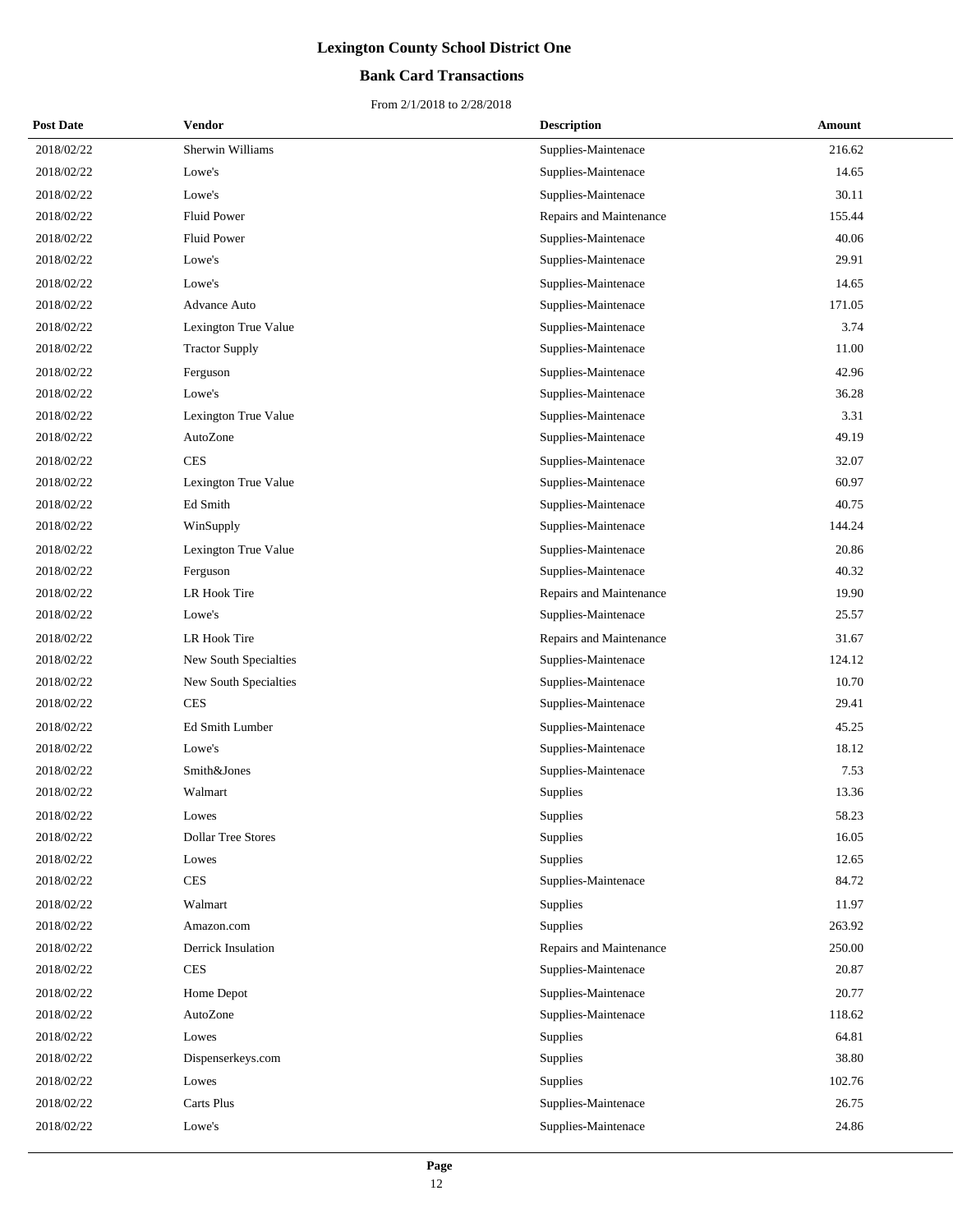# Lexington County School District One

## Bank Card Transactions

From 2/1/2018 to 2/28/2018

| Post Date | Vendor | Description | Amount |
|---|---|---|---|
| 2018/02/22 | Sherwin Williams | Supplies-Maintenace | 216.62 |
| 2018/02/22 | Lowe's | Supplies-Maintenace | 14.65 |
| 2018/02/22 | Lowe's | Supplies-Maintenace | 30.11 |
| 2018/02/22 | Fluid Power | Repairs and Maintenance | 155.44 |
| 2018/02/22 | Fluid Power | Supplies-Maintenace | 40.06 |
| 2018/02/22 | Lowe's | Supplies-Maintenace | 29.91 |
| 2018/02/22 | Lowe's | Supplies-Maintenace | 14.65 |
| 2018/02/22 | Advance Auto | Supplies-Maintenace | 171.05 |
| 2018/02/22 | Lexington True Value | Supplies-Maintenace | 3.74 |
| 2018/02/22 | Tractor Supply | Supplies-Maintenace | 11.00 |
| 2018/02/22 | Ferguson | Supplies-Maintenace | 42.96 |
| 2018/02/22 | Lowe's | Supplies-Maintenace | 36.28 |
| 2018/02/22 | Lexington True Value | Supplies-Maintenace | 3.31 |
| 2018/02/22 | AutoZone | Supplies-Maintenace | 49.19 |
| 2018/02/22 | CES | Supplies-Maintenace | 32.07 |
| 2018/02/22 | Lexington True Value | Supplies-Maintenace | 60.97 |
| 2018/02/22 | Ed Smith | Supplies-Maintenace | 40.75 |
| 2018/02/22 | WinSupply | Supplies-Maintenace | 144.24 |
| 2018/02/22 | Lexington True Value | Supplies-Maintenace | 20.86 |
| 2018/02/22 | Ferguson | Supplies-Maintenace | 40.32 |
| 2018/02/22 | LR Hook Tire | Repairs and Maintenance | 19.90 |
| 2018/02/22 | Lowe's | Supplies-Maintenace | 25.57 |
| 2018/02/22 | LR Hook Tire | Repairs and Maintenance | 31.67 |
| 2018/02/22 | New South Specialties | Supplies-Maintenace | 124.12 |
| 2018/02/22 | New South Specialties | Supplies-Maintenace | 10.70 |
| 2018/02/22 | CES | Supplies-Maintenace | 29.41 |
| 2018/02/22 | Ed Smith Lumber | Supplies-Maintenace | 45.25 |
| 2018/02/22 | Lowe's | Supplies-Maintenace | 18.12 |
| 2018/02/22 | Smith&Jones | Supplies-Maintenace | 7.53 |
| 2018/02/22 | Walmart | Supplies | 13.36 |
| 2018/02/22 | Lowes | Supplies | 58.23 |
| 2018/02/22 | Dollar Tree Stores | Supplies | 16.05 |
| 2018/02/22 | Lowes | Supplies | 12.65 |
| 2018/02/22 | CES | Supplies-Maintenace | 84.72 |
| 2018/02/22 | Walmart | Supplies | 11.97 |
| 2018/02/22 | Amazon.com | Supplies | 263.92 |
| 2018/02/22 | Derrick Insulation | Repairs and Maintenance | 250.00 |
| 2018/02/22 | CES | Supplies-Maintenace | 20.87 |
| 2018/02/22 | Home Depot | Supplies-Maintenace | 20.77 |
| 2018/02/22 | AutoZone | Supplies-Maintenace | 118.62 |
| 2018/02/22 | Lowes | Supplies | 64.81 |
| 2018/02/22 | Dispenserkeys.com | Supplies | 38.80 |
| 2018/02/22 | Lowes | Supplies | 102.76 |
| 2018/02/22 | Carts Plus | Supplies-Maintenace | 26.75 |
| 2018/02/22 | Lowe's | Supplies-Maintenace | 24.86 |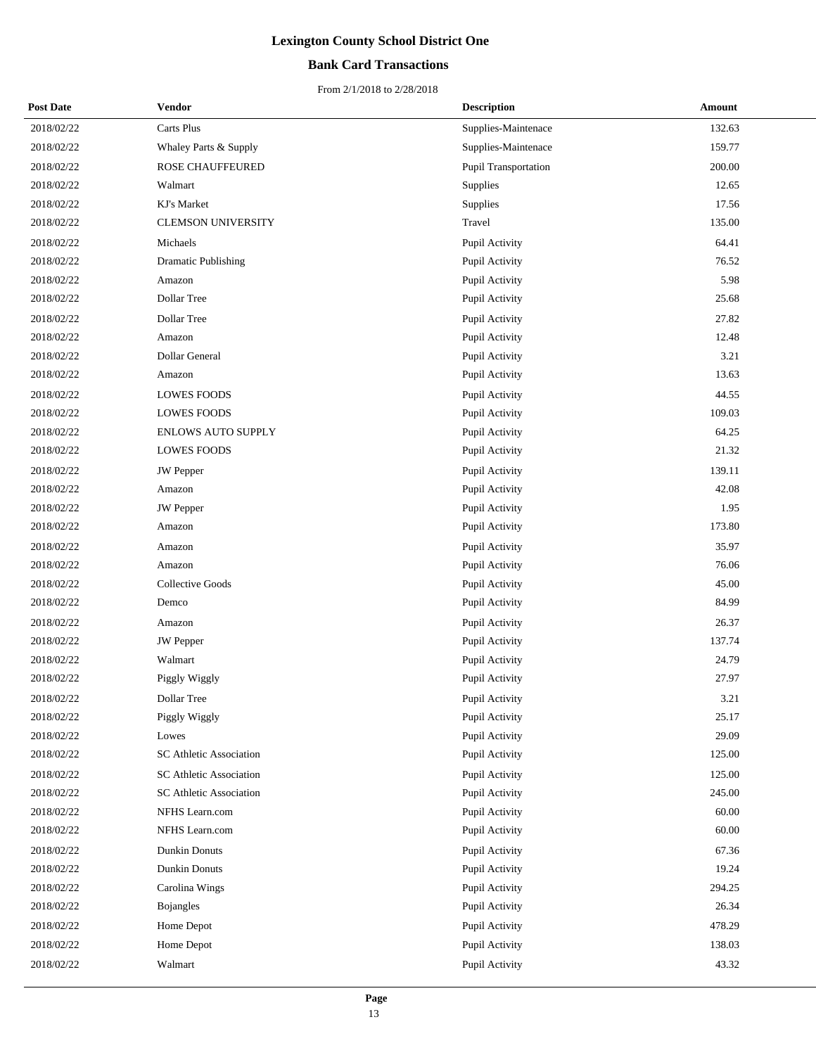# Lexington County School District One

## Bank Card Transactions

From 2/1/2018 to 2/28/2018

| Post Date | Vendor | Description | Amount |
|---|---|---|---|
| 2018/02/22 | Carts Plus | Supplies-Maintenace | 132.63 |
| 2018/02/22 | Whaley Parts & Supply | Supplies-Maintenace | 159.77 |
| 2018/02/22 | ROSE CHAUFFEURED | Pupil Transportation | 200.00 |
| 2018/02/22 | Walmart | Supplies | 12.65 |
| 2018/02/22 | KJ's Market | Supplies | 17.56 |
| 2018/02/22 | CLEMSON UNIVERSITY | Travel | 135.00 |
| 2018/02/22 | Michaels | Pupil Activity | 64.41 |
| 2018/02/22 | Dramatic Publishing | Pupil Activity | 76.52 |
| 2018/02/22 | Amazon | Pupil Activity | 5.98 |
| 2018/02/22 | Dollar Tree | Pupil Activity | 25.68 |
| 2018/02/22 | Dollar Tree | Pupil Activity | 27.82 |
| 2018/02/22 | Amazon | Pupil Activity | 12.48 |
| 2018/02/22 | Dollar General | Pupil Activity | 3.21 |
| 2018/02/22 | Amazon | Pupil Activity | 13.63 |
| 2018/02/22 | LOWES FOODS | Pupil Activity | 44.55 |
| 2018/02/22 | LOWES FOODS | Pupil Activity | 109.03 |
| 2018/02/22 | ENLOWS AUTO SUPPLY | Pupil Activity | 64.25 |
| 2018/02/22 | LOWES FOODS | Pupil Activity | 21.32 |
| 2018/02/22 | JW Pepper | Pupil Activity | 139.11 |
| 2018/02/22 | Amazon | Pupil Activity | 42.08 |
| 2018/02/22 | JW Pepper | Pupil Activity | 1.95 |
| 2018/02/22 | Amazon | Pupil Activity | 173.80 |
| 2018/02/22 | Amazon | Pupil Activity | 35.97 |
| 2018/02/22 | Amazon | Pupil Activity | 76.06 |
| 2018/02/22 | Collective Goods | Pupil Activity | 45.00 |
| 2018/02/22 | Demco | Pupil Activity | 84.99 |
| 2018/02/22 | Amazon | Pupil Activity | 26.37 |
| 2018/02/22 | JW Pepper | Pupil Activity | 137.74 |
| 2018/02/22 | Walmart | Pupil Activity | 24.79 |
| 2018/02/22 | Piggly Wiggly | Pupil Activity | 27.97 |
| 2018/02/22 | Dollar Tree | Pupil Activity | 3.21 |
| 2018/02/22 | Piggly Wiggly | Pupil Activity | 25.17 |
| 2018/02/22 | Lowes | Pupil Activity | 29.09 |
| 2018/02/22 | SC Athletic Association | Pupil Activity | 125.00 |
| 2018/02/22 | SC Athletic Association | Pupil Activity | 125.00 |
| 2018/02/22 | SC Athletic Association | Pupil Activity | 245.00 |
| 2018/02/22 | NFHS Learn.com | Pupil Activity | 60.00 |
| 2018/02/22 | NFHS Learn.com | Pupil Activity | 60.00 |
| 2018/02/22 | Dunkin Donuts | Pupil Activity | 67.36 |
| 2018/02/22 | Dunkin Donuts | Pupil Activity | 19.24 |
| 2018/02/22 | Carolina Wings | Pupil Activity | 294.25 |
| 2018/02/22 | Bojangles | Pupil Activity | 26.34 |
| 2018/02/22 | Home Depot | Pupil Activity | 478.29 |
| 2018/02/22 | Home Depot | Pupil Activity | 138.03 |
| 2018/02/22 | Walmart | Pupil Activity | 43.32 |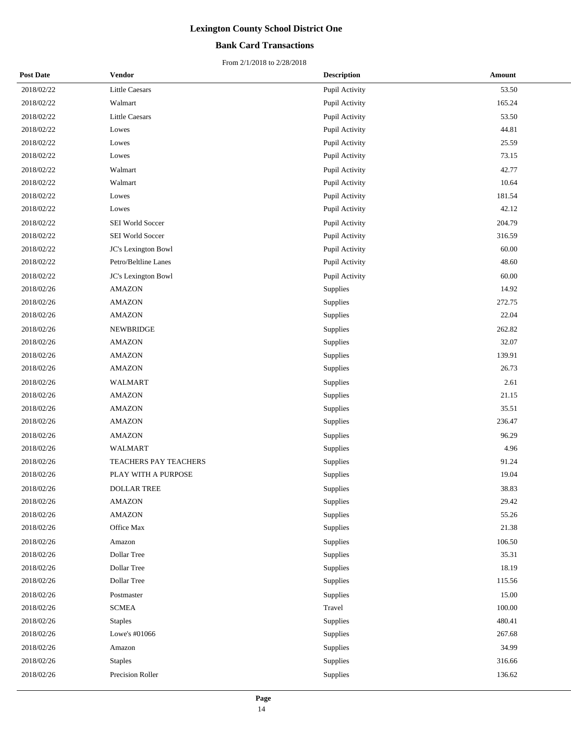# Lexington County School District One

## Bank Card Transactions

From 2/1/2018 to 2/28/2018

| Post Date | Vendor | Description | Amount |
|---|---|---|---|
| 2018/02/22 | Little Caesars | Pupil Activity | 53.50 |
| 2018/02/22 | Walmart | Pupil Activity | 165.24 |
| 2018/02/22 | Little Caesars | Pupil Activity | 53.50 |
| 2018/02/22 | Lowes | Pupil Activity | 44.81 |
| 2018/02/22 | Lowes | Pupil Activity | 25.59 |
| 2018/02/22 | Lowes | Pupil Activity | 73.15 |
| 2018/02/22 | Walmart | Pupil Activity | 42.77 |
| 2018/02/22 | Walmart | Pupil Activity | 10.64 |
| 2018/02/22 | Lowes | Pupil Activity | 181.54 |
| 2018/02/22 | Lowes | Pupil Activity | 42.12 |
| 2018/02/22 | SEI World Soccer | Pupil Activity | 204.79 |
| 2018/02/22 | SEI World Soccer | Pupil Activity | 316.59 |
| 2018/02/22 | JC's Lexington Bowl | Pupil Activity | 60.00 |
| 2018/02/22 | Petro/Beltline Lanes | Pupil Activity | 48.60 |
| 2018/02/22 | JC's Lexington Bowl | Pupil Activity | 60.00 |
| 2018/02/26 | AMAZON | Supplies | 14.92 |
| 2018/02/26 | AMAZON | Supplies | 272.75 |
| 2018/02/26 | AMAZON | Supplies | 22.04 |
| 2018/02/26 | NEWBRIDGE | Supplies | 262.82 |
| 2018/02/26 | AMAZON | Supplies | 32.07 |
| 2018/02/26 | AMAZON | Supplies | 139.91 |
| 2018/02/26 | AMAZON | Supplies | 26.73 |
| 2018/02/26 | WALMART | Supplies | 2.61 |
| 2018/02/26 | AMAZON | Supplies | 21.15 |
| 2018/02/26 | AMAZON | Supplies | 35.51 |
| 2018/02/26 | AMAZON | Supplies | 236.47 |
| 2018/02/26 | AMAZON | Supplies | 96.29 |
| 2018/02/26 | WALMART | Supplies | 4.96 |
| 2018/02/26 | TEACHERS PAY TEACHERS | Supplies | 91.24 |
| 2018/02/26 | PLAY WITH A PURPOSE | Supplies | 19.04 |
| 2018/02/26 | DOLLAR TREE | Supplies | 38.83 |
| 2018/02/26 | AMAZON | Supplies | 29.42 |
| 2018/02/26 | AMAZON | Supplies | 55.26 |
| 2018/02/26 | Office Max | Supplies | 21.38 |
| 2018/02/26 | Amazon | Supplies | 106.50 |
| 2018/02/26 | Dollar Tree | Supplies | 35.31 |
| 2018/02/26 | Dollar Tree | Supplies | 18.19 |
| 2018/02/26 | Dollar Tree | Supplies | 115.56 |
| 2018/02/26 | Postmaster | Supplies | 15.00 |
| 2018/02/26 | SCMEA | Travel | 100.00 |
| 2018/02/26 | Staples | Supplies | 480.41 |
| 2018/02/26 | Lowe's #01066 | Supplies | 267.68 |
| 2018/02/26 | Amazon | Supplies | 34.99 |
| 2018/02/26 | Staples | Supplies | 316.66 |
| 2018/02/26 | Precision Roller | Supplies | 136.62 |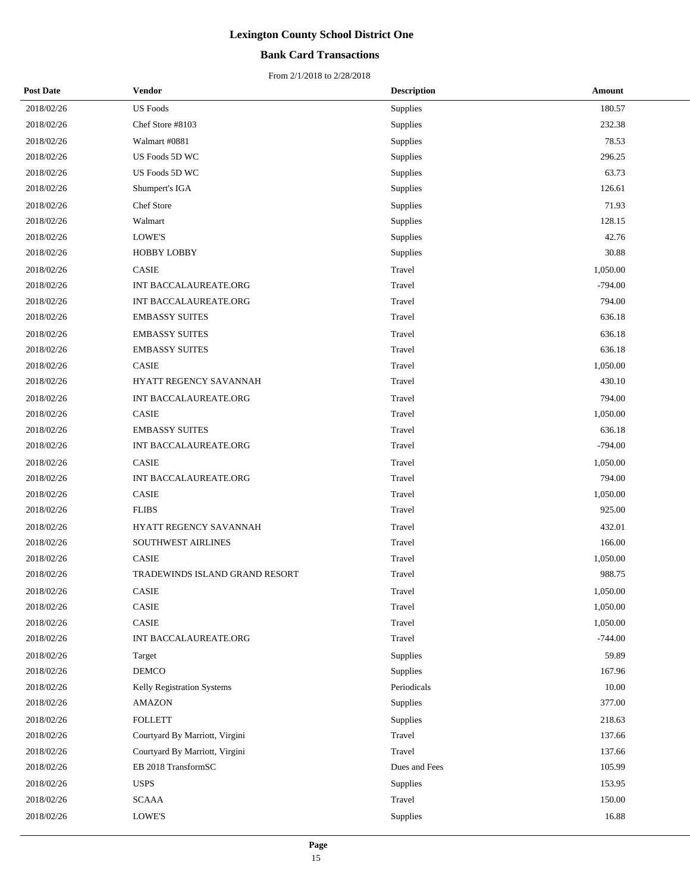# Lexington County School District One

## Bank Card Transactions

From 2/1/2018 to 2/28/2018

| Post Date | Vendor | Description | Amount |
|---|---|---|---|
| 2018/02/26 | US Foods | Supplies | 180.57 |
| 2018/02/26 | Chef Store #8103 | Supplies | 232.38 |
| 2018/02/26 | Walmart #0881 | Supplies | 78.53 |
| 2018/02/26 | US Foods 5D WC | Supplies | 296.25 |
| 2018/02/26 | US Foods 5D WC | Supplies | 63.73 |
| 2018/02/26 | Shumpert's IGA | Supplies | 126.61 |
| 2018/02/26 | Chef Store | Supplies | 71.93 |
| 2018/02/26 | Walmart | Supplies | 128.15 |
| 2018/02/26 | LOWE'S | Supplies | 42.76 |
| 2018/02/26 | HOBBY LOBBY | Supplies | 30.88 |
| 2018/02/26 | CASIE | Travel | 1,050.00 |
| 2018/02/26 | INT BACCALAUREATE.ORG | Travel | -794.00 |
| 2018/02/26 | INT BACCALAUREATE.ORG | Travel | 794.00 |
| 2018/02/26 | EMBASSY SUITES | Travel | 636.18 |
| 2018/02/26 | EMBASSY SUITES | Travel | 636.18 |
| 2018/02/26 | EMBASSY SUITES | Travel | 636.18 |
| 2018/02/26 | CASIE | Travel | 1,050.00 |
| 2018/02/26 | HYATT REGENCY SAVANNAH | Travel | 430.10 |
| 2018/02/26 | INT BACCALAUREATE.ORG | Travel | 794.00 |
| 2018/02/26 | CASIE | Travel | 1,050.00 |
| 2018/02/26 | EMBASSY SUITES | Travel | 636.18 |
| 2018/02/26 | INT BACCALAUREATE.ORG | Travel | -794.00 |
| 2018/02/26 | CASIE | Travel | 1,050.00 |
| 2018/02/26 | INT BACCALAUREATE.ORG | Travel | 794.00 |
| 2018/02/26 | CASIE | Travel | 1,050.00 |
| 2018/02/26 | FLIBS | Travel | 925.00 |
| 2018/02/26 | HYATT REGENCY SAVANNAH | Travel | 432.01 |
| 2018/02/26 | SOUTHWEST AIRLINES | Travel | 166.00 |
| 2018/02/26 | CASIE | Travel | 1,050.00 |
| 2018/02/26 | TRADEWINDS ISLAND GRAND RESORT | Travel | 988.75 |
| 2018/02/26 | CASIE | Travel | 1,050.00 |
| 2018/02/26 | CASIE | Travel | 1,050.00 |
| 2018/02/26 | CASIE | Travel | 1,050.00 |
| 2018/02/26 | INT BACCALAUREATE.ORG | Travel | -744.00 |
| 2018/02/26 | Target | Supplies | 59.89 |
| 2018/02/26 | DEMCO | Supplies | 167.96 |
| 2018/02/26 | Kelly Registration Systems | Periodicals | 10.00 |
| 2018/02/26 | AMAZON | Supplies | 377.00 |
| 2018/02/26 | FOLLETT | Supplies | 218.63 |
| 2018/02/26 | Courtyard By Marriott, Virgini | Travel | 137.66 |
| 2018/02/26 | Courtyard By Marriott, Virgini | Travel | 137.66 |
| 2018/02/26 | EB 2018 TransformSC | Dues and Fees | 105.99 |
| 2018/02/26 | USPS | Supplies | 153.95 |
| 2018/02/26 | SCAAA | Travel | 150.00 |
| 2018/02/26 | LOWE'S | Supplies | 16.88 |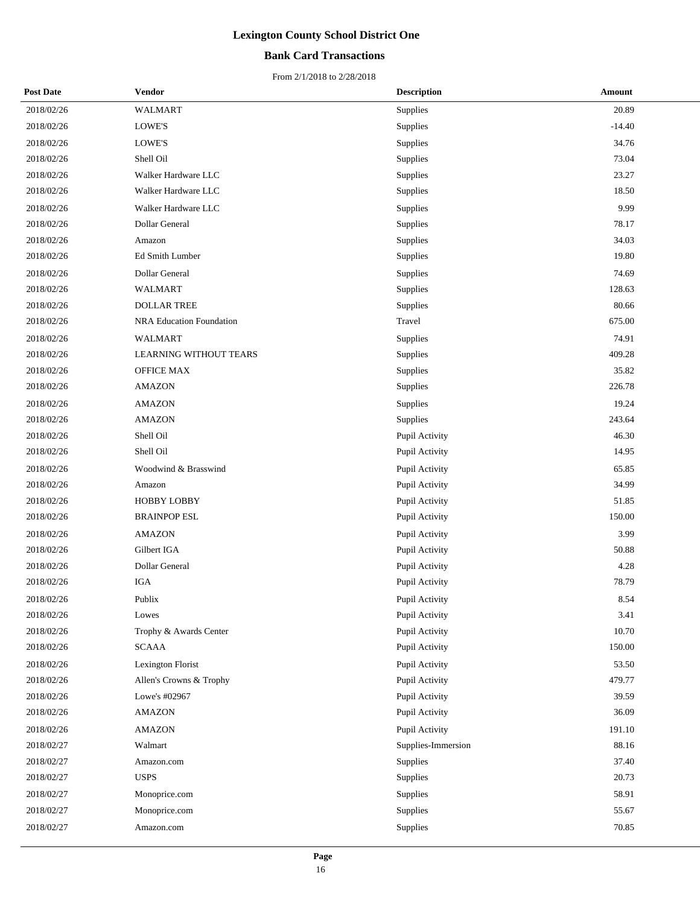# Lexington County School District One

## Bank Card Transactions

From 2/1/2018 to 2/28/2018

| Post Date | Vendor | Description | Amount |
|---|---|---|---|
| 2018/02/26 | WALMART | Supplies | 20.89 |
| 2018/02/26 | LOWE'S | Supplies | -14.40 |
| 2018/02/26 | LOWE'S | Supplies | 34.76 |
| 2018/02/26 | Shell Oil | Supplies | 73.04 |
| 2018/02/26 | Walker Hardware LLC | Supplies | 23.27 |
| 2018/02/26 | Walker Hardware LLC | Supplies | 18.50 |
| 2018/02/26 | Walker Hardware LLC | Supplies | 9.99 |
| 2018/02/26 | Dollar General | Supplies | 78.17 |
| 2018/02/26 | Amazon | Supplies | 34.03 |
| 2018/02/26 | Ed Smith Lumber | Supplies | 19.80 |
| 2018/02/26 | Dollar General | Supplies | 74.69 |
| 2018/02/26 | WALMART | Supplies | 128.63 |
| 2018/02/26 | DOLLAR TREE | Supplies | 80.66 |
| 2018/02/26 | NRA Education Foundation | Travel | 675.00 |
| 2018/02/26 | WALMART | Supplies | 74.91 |
| 2018/02/26 | LEARNING WITHOUT TEARS | Supplies | 409.28 |
| 2018/02/26 | OFFICE MAX | Supplies | 35.82 |
| 2018/02/26 | AMAZON | Supplies | 226.78 |
| 2018/02/26 | AMAZON | Supplies | 19.24 |
| 2018/02/26 | AMAZON | Supplies | 243.64 |
| 2018/02/26 | Shell Oil | Pupil Activity | 46.30 |
| 2018/02/26 | Shell Oil | Pupil Activity | 14.95 |
| 2018/02/26 | Woodwind & Brasswind | Pupil Activity | 65.85 |
| 2018/02/26 | Amazon | Pupil Activity | 34.99 |
| 2018/02/26 | HOBBY LOBBY | Pupil Activity | 51.85 |
| 2018/02/26 | BRAINPOP ESL | Pupil Activity | 150.00 |
| 2018/02/26 | AMAZON | Pupil Activity | 3.99 |
| 2018/02/26 | Gilbert IGA | Pupil Activity | 50.88 |
| 2018/02/26 | Dollar General | Pupil Activity | 4.28 |
| 2018/02/26 | IGA | Pupil Activity | 78.79 |
| 2018/02/26 | Publix | Pupil Activity | 8.54 |
| 2018/02/26 | Lowes | Pupil Activity | 3.41 |
| 2018/02/26 | Trophy & Awards Center | Pupil Activity | 10.70 |
| 2018/02/26 | SCAAA | Pupil Activity | 150.00 |
| 2018/02/26 | Lexington Florist | Pupil Activity | 53.50 |
| 2018/02/26 | Allen's Crowns & Trophy | Pupil Activity | 479.77 |
| 2018/02/26 | Lowe's #02967 | Pupil Activity | 39.59 |
| 2018/02/26 | AMAZON | Pupil Activity | 36.09 |
| 2018/02/26 | AMAZON | Pupil Activity | 191.10 |
| 2018/02/27 | Walmart | Supplies-Immersion | 88.16 |
| 2018/02/27 | Amazon.com | Supplies | 37.40 |
| 2018/02/27 | USPS | Supplies | 20.73 |
| 2018/02/27 | Monoprice.com | Supplies | 58.91 |
| 2018/02/27 | Monoprice.com | Supplies | 55.67 |
| 2018/02/27 | Amazon.com | Supplies | 70.85 |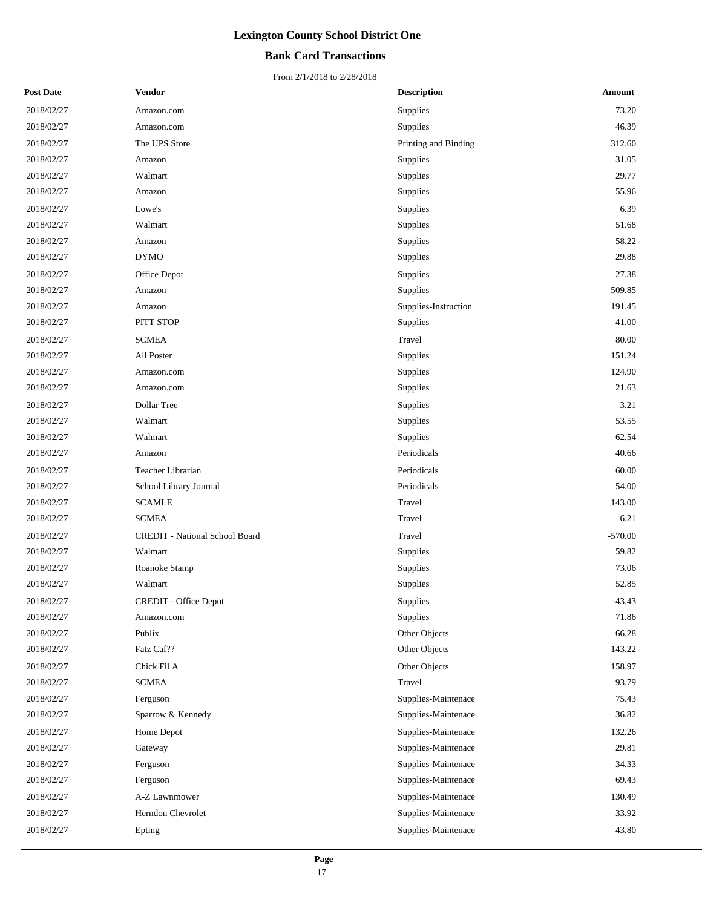# Lexington County School District One

## Bank Card Transactions

From 2/1/2018 to 2/28/2018

| Post Date | Vendor | Description | Amount |
|---|---|---|---|
| 2018/02/27 | Amazon.com | Supplies | 73.20 |
| 2018/02/27 | Amazon.com | Supplies | 46.39 |
| 2018/02/27 | The UPS Store | Printing and Binding | 312.60 |
| 2018/02/27 | Amazon | Supplies | 31.05 |
| 2018/02/27 | Walmart | Supplies | 29.77 |
| 2018/02/27 | Amazon | Supplies | 55.96 |
| 2018/02/27 | Lowe's | Supplies | 6.39 |
| 2018/02/27 | Walmart | Supplies | 51.68 |
| 2018/02/27 | Amazon | Supplies | 58.22 |
| 2018/02/27 | DYMO | Supplies | 29.88 |
| 2018/02/27 | Office Depot | Supplies | 27.38 |
| 2018/02/27 | Amazon | Supplies | 509.85 |
| 2018/02/27 | Amazon | Supplies-Instruction | 191.45 |
| 2018/02/27 | PITT STOP | Supplies | 41.00 |
| 2018/02/27 | SCMEA | Travel | 80.00 |
| 2018/02/27 | All Poster | Supplies | 151.24 |
| 2018/02/27 | Amazon.com | Supplies | 124.90 |
| 2018/02/27 | Amazon.com | Supplies | 21.63 |
| 2018/02/27 | Dollar Tree | Supplies | 3.21 |
| 2018/02/27 | Walmart | Supplies | 53.55 |
| 2018/02/27 | Walmart | Supplies | 62.54 |
| 2018/02/27 | Amazon | Periodicals | 40.66 |
| 2018/02/27 | Teacher Librarian | Periodicals | 60.00 |
| 2018/02/27 | School Library Journal | Periodicals | 54.00 |
| 2018/02/27 | SCAMLE | Travel | 143.00 |
| 2018/02/27 | SCMEA | Travel | 6.21 |
| 2018/02/27 | CREDIT - National School Board | Travel | -570.00 |
| 2018/02/27 | Walmart | Supplies | 59.82 |
| 2018/02/27 | Roanoke Stamp | Supplies | 73.06 |
| 2018/02/27 | Walmart | Supplies | 52.85 |
| 2018/02/27 | CREDIT - Office Depot | Supplies | -43.43 |
| 2018/02/27 | Amazon.com | Supplies | 71.86 |
| 2018/02/27 | Publix | Other Objects | 66.28 |
| 2018/02/27 | Fatz Caf?? | Other Objects | 143.22 |
| 2018/02/27 | Chick Fil A | Other Objects | 158.97 |
| 2018/02/27 | SCMEA | Travel | 93.79 |
| 2018/02/27 | Ferguson | Supplies-Maintenace | 75.43 |
| 2018/02/27 | Sparrow & Kennedy | Supplies-Maintenace | 36.82 |
| 2018/02/27 | Home Depot | Supplies-Maintenace | 132.26 |
| 2018/02/27 | Gateway | Supplies-Maintenace | 29.81 |
| 2018/02/27 | Ferguson | Supplies-Maintenace | 34.33 |
| 2018/02/27 | Ferguson | Supplies-Maintenace | 69.43 |
| 2018/02/27 | A-Z Lawnmower | Supplies-Maintenace | 130.49 |
| 2018/02/27 | Herndon Chevrolet | Supplies-Maintenace | 33.92 |
| 2018/02/27 | Epting | Supplies-Maintenace | 43.80 |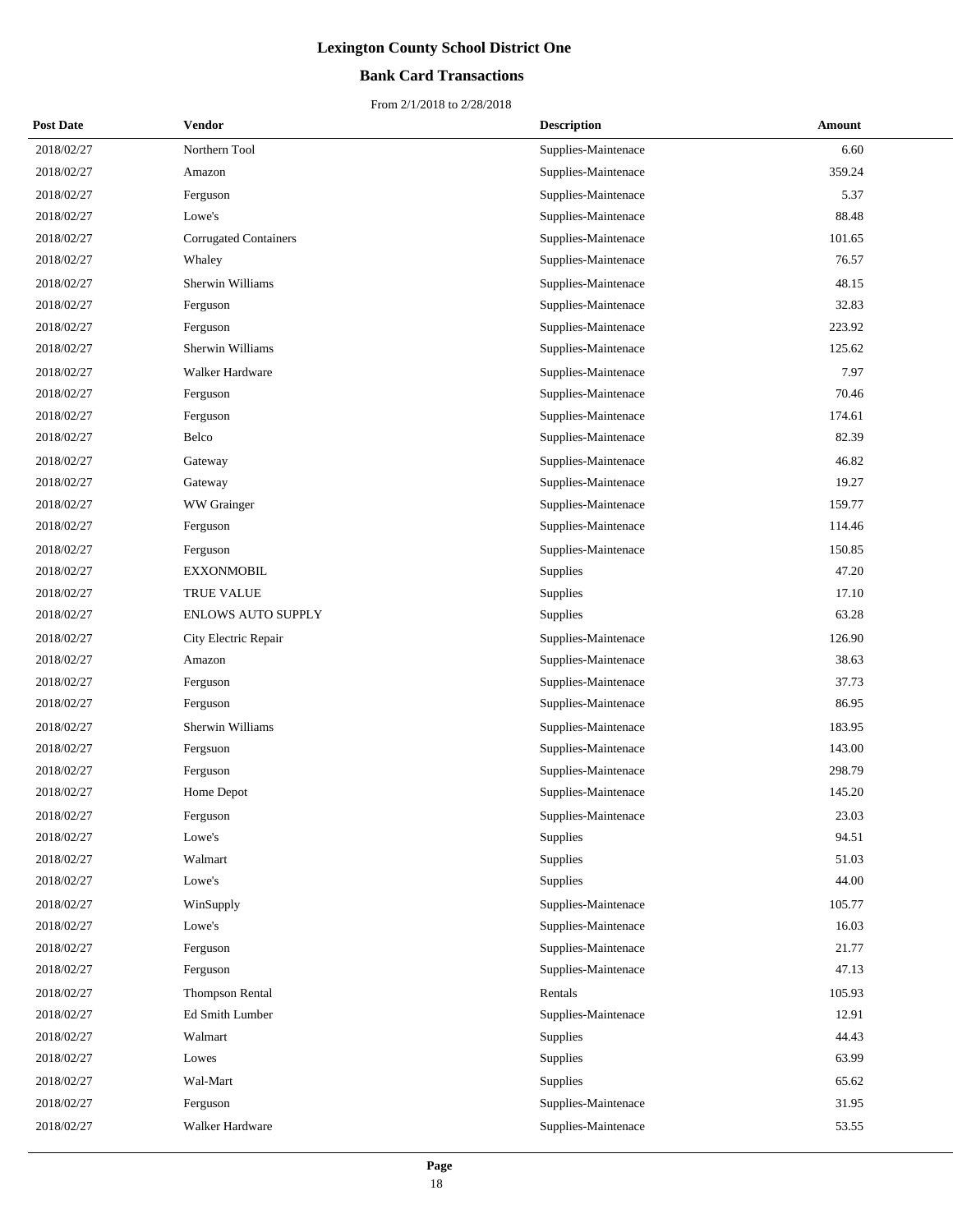# Lexington County School District One

## Bank Card Transactions

From 2/1/2018 to 2/28/2018

| Post Date | Vendor | Description | Amount |
|---|---|---|---|
| 2018/02/27 | Northern Tool | Supplies-Maintenace | 6.60 |
| 2018/02/27 | Amazon | Supplies-Maintenace | 359.24 |
| 2018/02/27 | Ferguson | Supplies-Maintenace | 5.37 |
| 2018/02/27 | Lowe's | Supplies-Maintenace | 88.48 |
| 2018/02/27 | Corrugated Containers | Supplies-Maintenace | 101.65 |
| 2018/02/27 | Whaley | Supplies-Maintenace | 76.57 |
| 2018/02/27 | Sherwin Williams | Supplies-Maintenace | 48.15 |
| 2018/02/27 | Ferguson | Supplies-Maintenace | 32.83 |
| 2018/02/27 | Ferguson | Supplies-Maintenace | 223.92 |
| 2018/02/27 | Sherwin Williams | Supplies-Maintenace | 125.62 |
| 2018/02/27 | Walker Hardware | Supplies-Maintenace | 7.97 |
| 2018/02/27 | Ferguson | Supplies-Maintenace | 70.46 |
| 2018/02/27 | Ferguson | Supplies-Maintenace | 174.61 |
| 2018/02/27 | Belco | Supplies-Maintenace | 82.39 |
| 2018/02/27 | Gateway | Supplies-Maintenace | 46.82 |
| 2018/02/27 | Gateway | Supplies-Maintenace | 19.27 |
| 2018/02/27 | WW Grainger | Supplies-Maintenace | 159.77 |
| 2018/02/27 | Ferguson | Supplies-Maintenace | 114.46 |
| 2018/02/27 | Ferguson | Supplies-Maintenace | 150.85 |
| 2018/02/27 | EXXONMOBIL | Supplies | 47.20 |
| 2018/02/27 | TRUE VALUE | Supplies | 17.10 |
| 2018/02/27 | ENLOWS AUTO SUPPLY | Supplies | 63.28 |
| 2018/02/27 | City Electric Repair | Supplies-Maintenace | 126.90 |
| 2018/02/27 | Amazon | Supplies-Maintenace | 38.63 |
| 2018/02/27 | Ferguson | Supplies-Maintenace | 37.73 |
| 2018/02/27 | Ferguson | Supplies-Maintenace | 86.95 |
| 2018/02/27 | Sherwin Williams | Supplies-Maintenace | 183.95 |
| 2018/02/27 | Fergsuon | Supplies-Maintenace | 143.00 |
| 2018/02/27 | Ferguson | Supplies-Maintenace | 298.79 |
| 2018/02/27 | Home Depot | Supplies-Maintenace | 145.20 |
| 2018/02/27 | Ferguson | Supplies-Maintenace | 23.03 |
| 2018/02/27 | Lowe's | Supplies | 94.51 |
| 2018/02/27 | Walmart | Supplies | 51.03 |
| 2018/02/27 | Lowe's | Supplies | 44.00 |
| 2018/02/27 | WinSupply | Supplies-Maintenace | 105.77 |
| 2018/02/27 | Lowe's | Supplies-Maintenace | 16.03 |
| 2018/02/27 | Ferguson | Supplies-Maintenace | 21.77 |
| 2018/02/27 | Ferguson | Supplies-Maintenace | 47.13 |
| 2018/02/27 | Thompson Rental | Rentals | 105.93 |
| 2018/02/27 | Ed Smith Lumber | Supplies-Maintenace | 12.91 |
| 2018/02/27 | Walmart | Supplies | 44.43 |
| 2018/02/27 | Lowes | Supplies | 63.99 |
| 2018/02/27 | Wal-Mart | Supplies | 65.62 |
| 2018/02/27 | Ferguson | Supplies-Maintenace | 31.95 |
| 2018/02/27 | Walker Hardware | Supplies-Maintenace | 53.55 |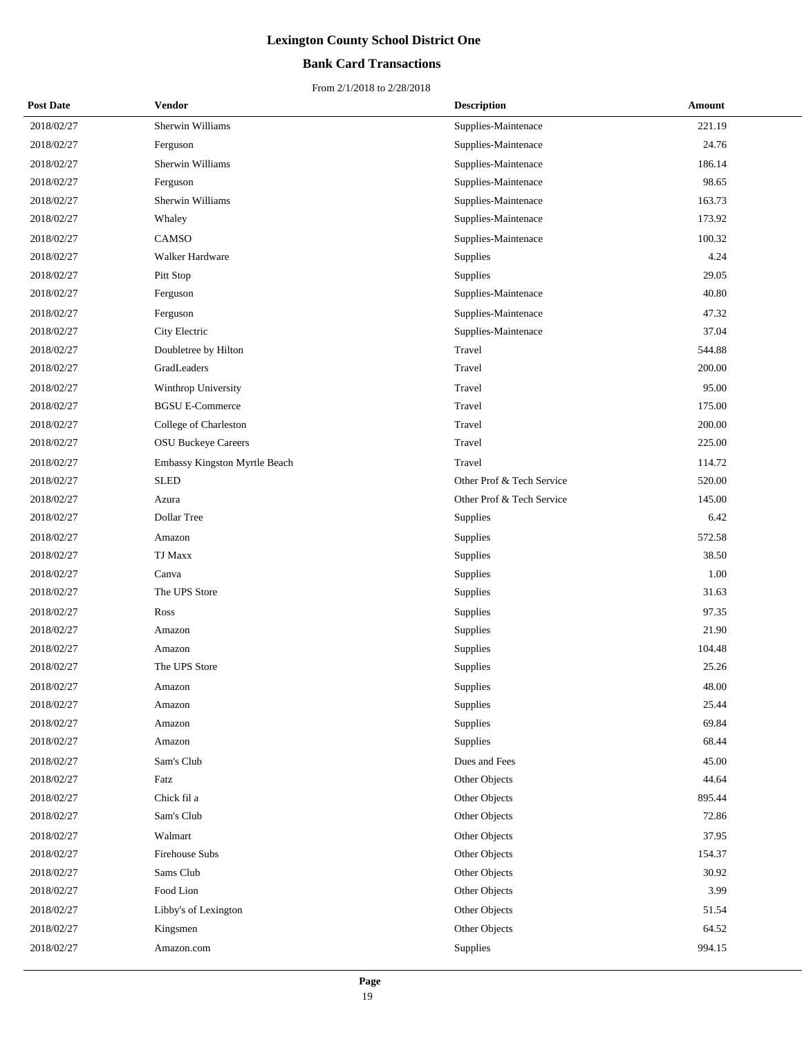# Lexington County School District One

## Bank Card Transactions

From 2/1/2018 to 2/28/2018

| Post Date | Vendor | Description | Amount |
|---|---|---|---|
| 2018/02/27 | Sherwin Williams | Supplies-Maintenace | 221.19 |
| 2018/02/27 | Ferguson | Supplies-Maintenace | 24.76 |
| 2018/02/27 | Sherwin Williams | Supplies-Maintenace | 186.14 |
| 2018/02/27 | Ferguson | Supplies-Maintenace | 98.65 |
| 2018/02/27 | Sherwin Williams | Supplies-Maintenace | 163.73 |
| 2018/02/27 | Whaley | Supplies-Maintenace | 173.92 |
| 2018/02/27 | CAMSO | Supplies-Maintenace | 100.32 |
| 2018/02/27 | Walker Hardware | Supplies | 4.24 |
| 2018/02/27 | Pitt Stop | Supplies | 29.05 |
| 2018/02/27 | Ferguson | Supplies-Maintenace | 40.80 |
| 2018/02/27 | Ferguson | Supplies-Maintenace | 47.32 |
| 2018/02/27 | City Electric | Supplies-Maintenace | 37.04 |
| 2018/02/27 | Doubletree by Hilton | Travel | 544.88 |
| 2018/02/27 | GradLeaders | Travel | 200.00 |
| 2018/02/27 | Winthrop University | Travel | 95.00 |
| 2018/02/27 | BGSU E-Commerce | Travel | 175.00 |
| 2018/02/27 | College of Charleston | Travel | 200.00 |
| 2018/02/27 | OSU Buckeye Careers | Travel | 225.00 |
| 2018/02/27 | Embassy Kingston Myrtle Beach | Travel | 114.72 |
| 2018/02/27 | SLED | Other Prof & Tech Service | 520.00 |
| 2018/02/27 | Azura | Other Prof & Tech Service | 145.00 |
| 2018/02/27 | Dollar Tree | Supplies | 6.42 |
| 2018/02/27 | Amazon | Supplies | 572.58 |
| 2018/02/27 | TJ Maxx | Supplies | 38.50 |
| 2018/02/27 | Canva | Supplies | 1.00 |
| 2018/02/27 | The UPS Store | Supplies | 31.63 |
| 2018/02/27 | Ross | Supplies | 97.35 |
| 2018/02/27 | Amazon | Supplies | 21.90 |
| 2018/02/27 | Amazon | Supplies | 104.48 |
| 2018/02/27 | The UPS Store | Supplies | 25.26 |
| 2018/02/27 | Amazon | Supplies | 48.00 |
| 2018/02/27 | Amazon | Supplies | 25.44 |
| 2018/02/27 | Amazon | Supplies | 69.84 |
| 2018/02/27 | Amazon | Supplies | 68.44 |
| 2018/02/27 | Sam's Club | Dues and Fees | 45.00 |
| 2018/02/27 | Fatz | Other Objects | 44.64 |
| 2018/02/27 | Chick fil a | Other Objects | 895.44 |
| 2018/02/27 | Sam's Club | Other Objects | 72.86 |
| 2018/02/27 | Walmart | Other Objects | 37.95 |
| 2018/02/27 | Firehouse Subs | Other Objects | 154.37 |
| 2018/02/27 | Sams Club | Other Objects | 30.92 |
| 2018/02/27 | Food Lion | Other Objects | 3.99 |
| 2018/02/27 | Libby's of Lexington | Other Objects | 51.54 |
| 2018/02/27 | Kingsmen | Other Objects | 64.52 |
| 2018/02/27 | Amazon.com | Supplies | 994.15 |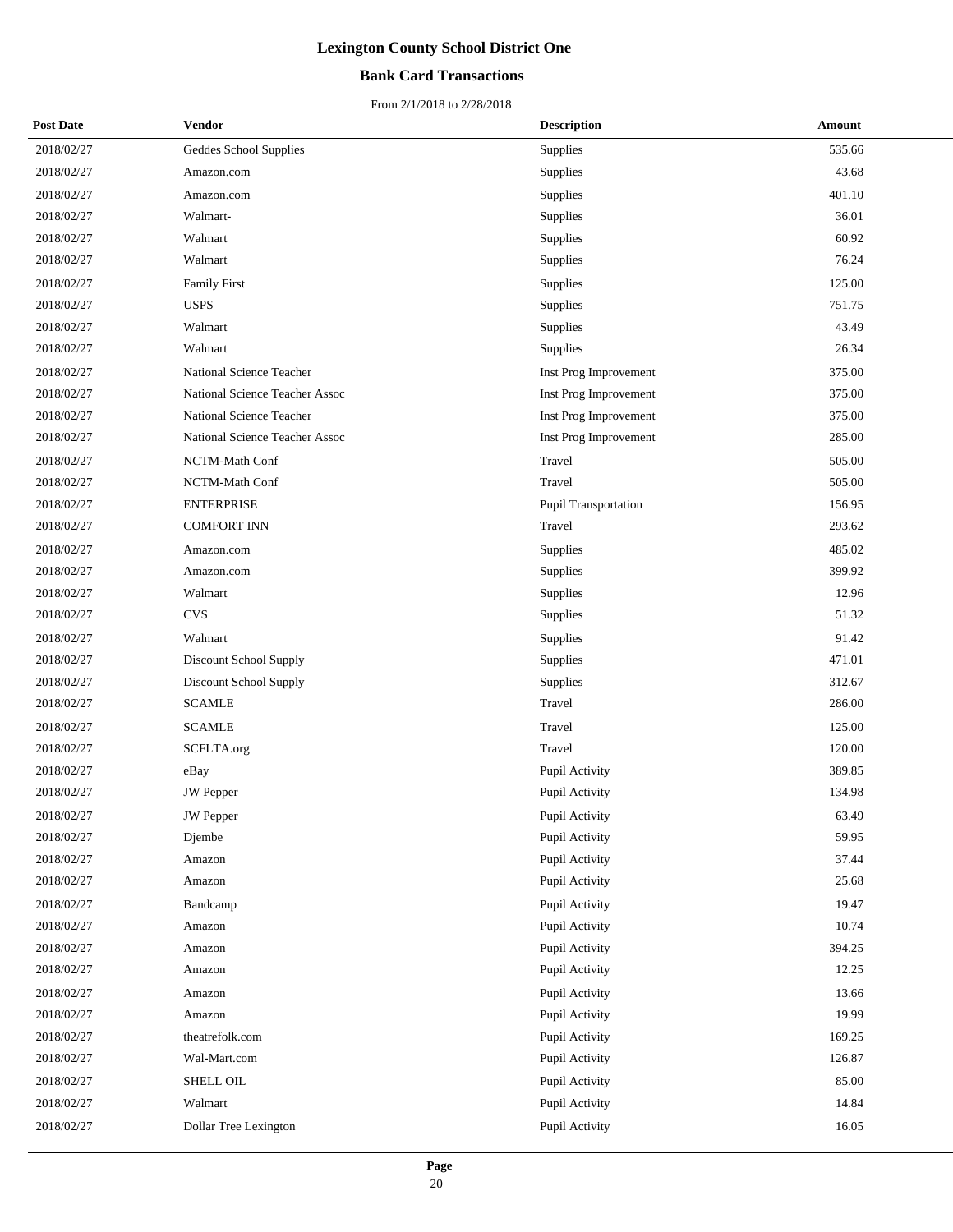# Lexington County School District One

## Bank Card Transactions

From 2/1/2018 to 2/28/2018

| Post Date | Vendor | Description | Amount |
|---|---|---|---|
| 2018/02/27 | Geddes School Supplies | Supplies | 535.66 |
| 2018/02/27 | Amazon.com | Supplies | 43.68 |
| 2018/02/27 | Amazon.com | Supplies | 401.10 |
| 2018/02/27 | Walmart- | Supplies | 36.01 |
| 2018/02/27 | Walmart | Supplies | 60.92 |
| 2018/02/27 | Walmart | Supplies | 76.24 |
| 2018/02/27 | Family First | Supplies | 125.00 |
| 2018/02/27 | USPS | Supplies | 751.75 |
| 2018/02/27 | Walmart | Supplies | 43.49 |
| 2018/02/27 | Walmart | Supplies | 26.34 |
| 2018/02/27 | National Science Teacher | Inst Prog Improvement | 375.00 |
| 2018/02/27 | National Science Teacher Assoc | Inst Prog Improvement | 375.00 |
| 2018/02/27 | National Science Teacher | Inst Prog Improvement | 375.00 |
| 2018/02/27 | National Science Teacher Assoc | Inst Prog Improvement | 285.00 |
| 2018/02/27 | NCTM-Math Conf | Travel | 505.00 |
| 2018/02/27 | NCTM-Math Conf | Travel | 505.00 |
| 2018/02/27 | ENTERPRISE | Pupil Transportation | 156.95 |
| 2018/02/27 | COMFORT INN | Travel | 293.62 |
| 2018/02/27 | Amazon.com | Supplies | 485.02 |
| 2018/02/27 | Amazon.com | Supplies | 399.92 |
| 2018/02/27 | Walmart | Supplies | 12.96 |
| 2018/02/27 | CVS | Supplies | 51.32 |
| 2018/02/27 | Walmart | Supplies | 91.42 |
| 2018/02/27 | Discount School Supply | Supplies | 471.01 |
| 2018/02/27 | Discount School Supply | Supplies | 312.67 |
| 2018/02/27 | SCAMLE | Travel | 286.00 |
| 2018/02/27 | SCAMLE | Travel | 125.00 |
| 2018/02/27 | SCFLTA.org | Travel | 120.00 |
| 2018/02/27 | eBay | Pupil Activity | 389.85 |
| 2018/02/27 | JW Pepper | Pupil Activity | 134.98 |
| 2018/02/27 | JW Pepper | Pupil Activity | 63.49 |
| 2018/02/27 | Djembe | Pupil Activity | 59.95 |
| 2018/02/27 | Amazon | Pupil Activity | 37.44 |
| 2018/02/27 | Amazon | Pupil Activity | 25.68 |
| 2018/02/27 | Bandcamp | Pupil Activity | 19.47 |
| 2018/02/27 | Amazon | Pupil Activity | 10.74 |
| 2018/02/27 | Amazon | Pupil Activity | 394.25 |
| 2018/02/27 | Amazon | Pupil Activity | 12.25 |
| 2018/02/27 | Amazon | Pupil Activity | 13.66 |
| 2018/02/27 | Amazon | Pupil Activity | 19.99 |
| 2018/02/27 | theatrefolk.com | Pupil Activity | 169.25 |
| 2018/02/27 | Wal-Mart.com | Pupil Activity | 126.87 |
| 2018/02/27 | SHELL OIL | Pupil Activity | 85.00 |
| 2018/02/27 | Walmart | Pupil Activity | 14.84 |
| 2018/02/27 | Dollar Tree Lexington | Pupil Activity | 16.05 |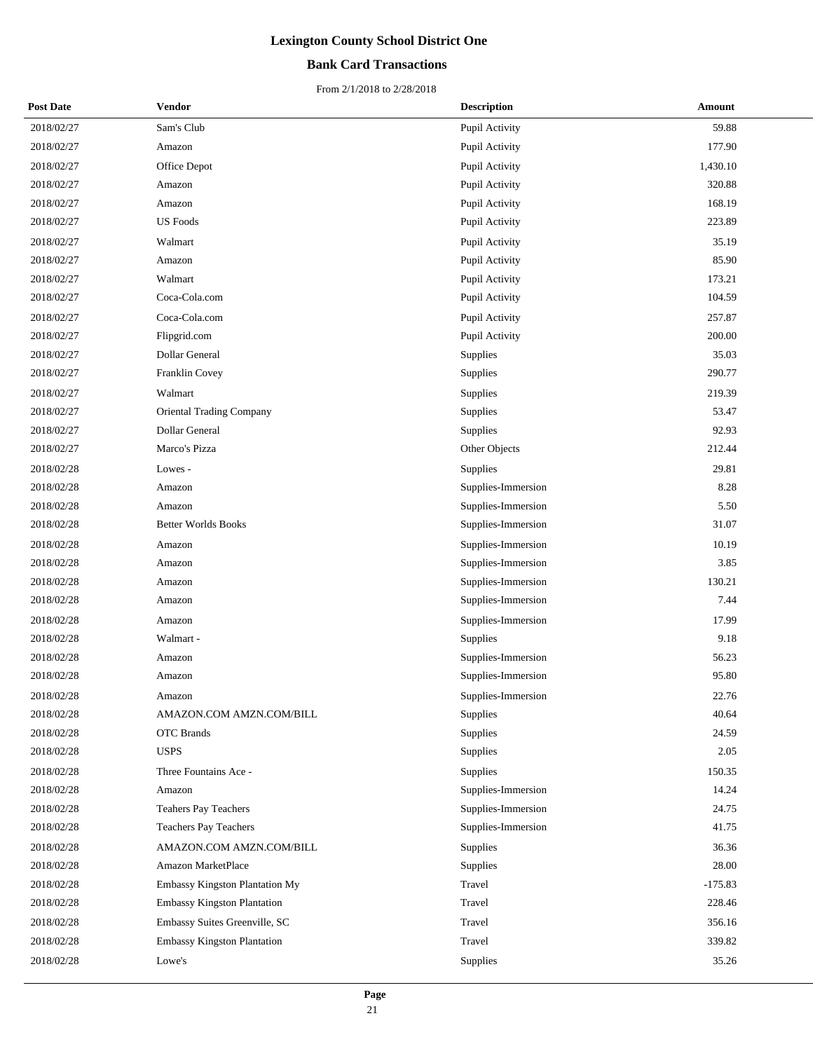# Lexington County School District One

## Bank Card Transactions

From 2/1/2018 to 2/28/2018

| Post Date | Vendor | Description | Amount |
|---|---|---|---|
| 2018/02/27 | Sam's Club | Pupil Activity | 59.88 |
| 2018/02/27 | Amazon | Pupil Activity | 177.90 |
| 2018/02/27 | Office Depot | Pupil Activity | 1,430.10 |
| 2018/02/27 | Amazon | Pupil Activity | 320.88 |
| 2018/02/27 | Amazon | Pupil Activity | 168.19 |
| 2018/02/27 | US Foods | Pupil Activity | 223.89 |
| 2018/02/27 | Walmart | Pupil Activity | 35.19 |
| 2018/02/27 | Amazon | Pupil Activity | 85.90 |
| 2018/02/27 | Walmart | Pupil Activity | 173.21 |
| 2018/02/27 | Coca-Cola.com | Pupil Activity | 104.59 |
| 2018/02/27 | Coca-Cola.com | Pupil Activity | 257.87 |
| 2018/02/27 | Flipgrid.com | Pupil Activity | 200.00 |
| 2018/02/27 | Dollar General | Supplies | 35.03 |
| 2018/02/27 | Franklin Covey | Supplies | 290.77 |
| 2018/02/27 | Walmart | Supplies | 219.39 |
| 2018/02/27 | Oriental Trading Company | Supplies | 53.47 |
| 2018/02/27 | Dollar General | Supplies | 92.93 |
| 2018/02/27 | Marco's Pizza | Other Objects | 212.44 |
| 2018/02/28 | Lowes - | Supplies | 29.81 |
| 2018/02/28 | Amazon | Supplies-Immersion | 8.28 |
| 2018/02/28 | Amazon | Supplies-Immersion | 5.50 |
| 2018/02/28 | Better Worlds Books | Supplies-Immersion | 31.07 |
| 2018/02/28 | Amazon | Supplies-Immersion | 10.19 |
| 2018/02/28 | Amazon | Supplies-Immersion | 3.85 |
| 2018/02/28 | Amazon | Supplies-Immersion | 130.21 |
| 2018/02/28 | Amazon | Supplies-Immersion | 7.44 |
| 2018/02/28 | Amazon | Supplies-Immersion | 17.99 |
| 2018/02/28 | Walmart - | Supplies | 9.18 |
| 2018/02/28 | Amazon | Supplies-Immersion | 56.23 |
| 2018/02/28 | Amazon | Supplies-Immersion | 95.80 |
| 2018/02/28 | Amazon | Supplies-Immersion | 22.76 |
| 2018/02/28 | AMAZON.COM AMZN.COM/BILL | Supplies | 40.64 |
| 2018/02/28 | OTC Brands | Supplies | 24.59 |
| 2018/02/28 | USPS | Supplies | 2.05 |
| 2018/02/28 | Three Fountains Ace - | Supplies | 150.35 |
| 2018/02/28 | Amazon | Supplies-Immersion | 14.24 |
| 2018/02/28 | Teahers Pay Teachers | Supplies-Immersion | 24.75 |
| 2018/02/28 | Teachers Pay Teachers | Supplies-Immersion | 41.75 |
| 2018/02/28 | AMAZON.COM AMZN.COM/BILL | Supplies | 36.36 |
| 2018/02/28 | Amazon MarketPlace | Supplies | 28.00 |
| 2018/02/28 | Embassy Kingston Plantation My | Travel | -175.83 |
| 2018/02/28 | Embassy Kingston Plantation | Travel | 228.46 |
| 2018/02/28 | Embassy Suites Greenville, SC | Travel | 356.16 |
| 2018/02/28 | Embassy Kingston Plantation | Travel | 339.82 |
| 2018/02/28 | Lowe's | Supplies | 35.26 |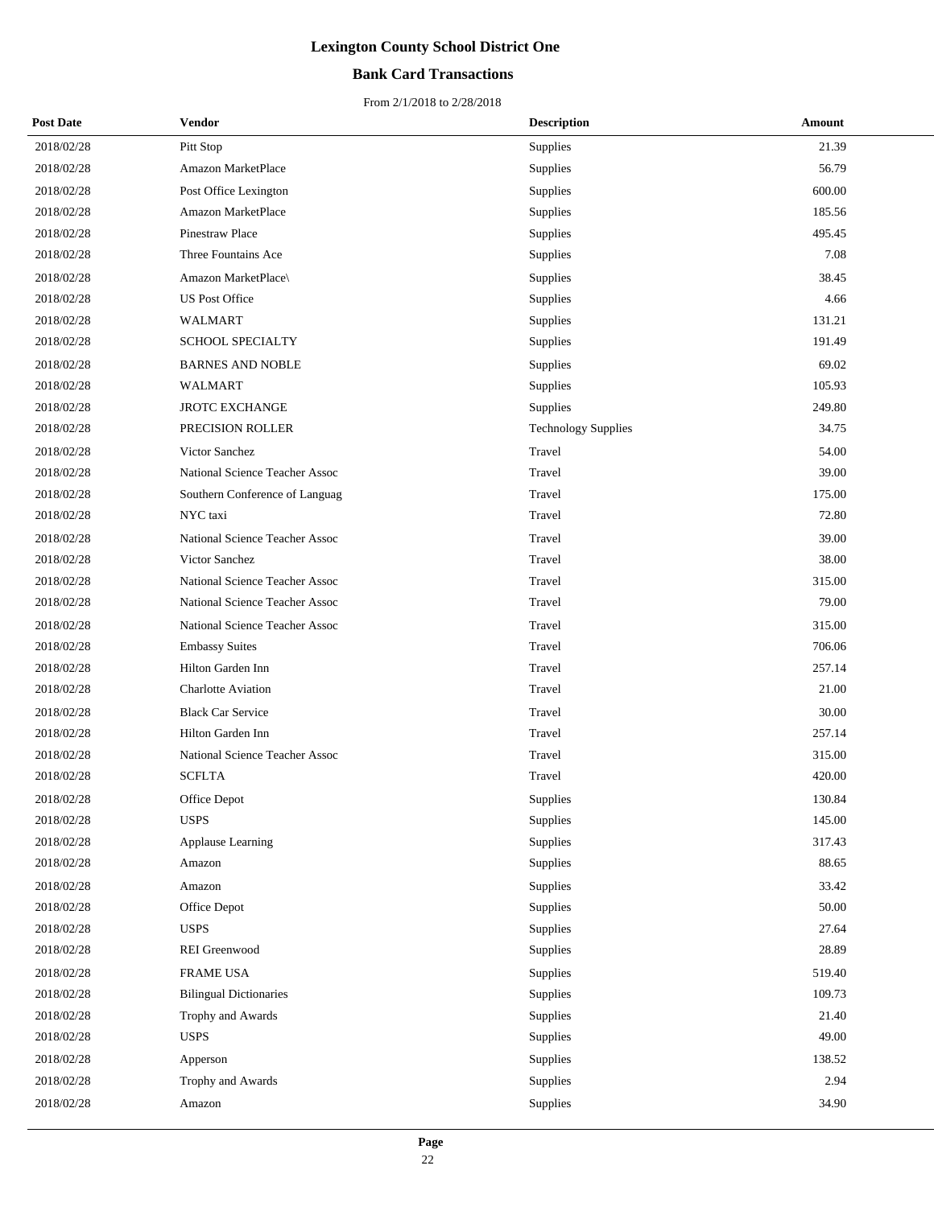# Lexington County School District One

## Bank Card Transactions

From 2/1/2018 to 2/28/2018

| Post Date | Vendor | Description | Amount |
|---|---|---|---|
| 2018/02/28 | Pitt Stop | Supplies | 21.39 |
| 2018/02/28 | Amazon MarketPlace | Supplies | 56.79 |
| 2018/02/28 | Post Office Lexington | Supplies | 600.00 |
| 2018/02/28 | Amazon MarketPlace | Supplies | 185.56 |
| 2018/02/28 | Pinestraw Place | Supplies | 495.45 |
| 2018/02/28 | Three Fountains Ace | Supplies | 7.08 |
| 2018/02/28 | Amazon MarketPlace\ | Supplies | 38.45 |
| 2018/02/28 | US Post Office | Supplies | 4.66 |
| 2018/02/28 | WALMART | Supplies | 131.21 |
| 2018/02/28 | SCHOOL SPECIALTY | Supplies | 191.49 |
| 2018/02/28 | BARNES AND NOBLE | Supplies | 69.02 |
| 2018/02/28 | WALMART | Supplies | 105.93 |
| 2018/02/28 | JROTC EXCHANGE | Supplies | 249.80 |
| 2018/02/28 | PRECISION ROLLER | Technology Supplies | 34.75 |
| 2018/02/28 | Victor Sanchez | Travel | 54.00 |
| 2018/02/28 | National Science Teacher Assoc | Travel | 39.00 |
| 2018/02/28 | Southern Conference of Languag | Travel | 175.00 |
| 2018/02/28 | NYC taxi | Travel | 72.80 |
| 2018/02/28 | National Science Teacher Assoc | Travel | 39.00 |
| 2018/02/28 | Victor Sanchez | Travel | 38.00 |
| 2018/02/28 | National Science Teacher Assoc | Travel | 315.00 |
| 2018/02/28 | National Science Teacher Assoc | Travel | 79.00 |
| 2018/02/28 | National Science Teacher Assoc | Travel | 315.00 |
| 2018/02/28 | Embassy Suites | Travel | 706.06 |
| 2018/02/28 | Hilton Garden Inn | Travel | 257.14 |
| 2018/02/28 | Charlotte Aviation | Travel | 21.00 |
| 2018/02/28 | Black Car Service | Travel | 30.00 |
| 2018/02/28 | Hilton Garden Inn | Travel | 257.14 |
| 2018/02/28 | National Science Teacher Assoc | Travel | 315.00 |
| 2018/02/28 | SCFLTA | Travel | 420.00 |
| 2018/02/28 | Office Depot | Supplies | 130.84 |
| 2018/02/28 | USPS | Supplies | 145.00 |
| 2018/02/28 | Applause Learning | Supplies | 317.43 |
| 2018/02/28 | Amazon | Supplies | 88.65 |
| 2018/02/28 | Amazon | Supplies | 33.42 |
| 2018/02/28 | Office Depot | Supplies | 50.00 |
| 2018/02/28 | USPS | Supplies | 27.64 |
| 2018/02/28 | REI Greenwood | Supplies | 28.89 |
| 2018/02/28 | FRAME USA | Supplies | 519.40 |
| 2018/02/28 | Bilingual Dictionaries | Supplies | 109.73 |
| 2018/02/28 | Trophy and Awards | Supplies | 21.40 |
| 2018/02/28 | USPS | Supplies | 49.00 |
| 2018/02/28 | Apperson | Supplies | 138.52 |
| 2018/02/28 | Trophy and Awards | Supplies | 2.94 |
| 2018/02/28 | Amazon | Supplies | 34.90 |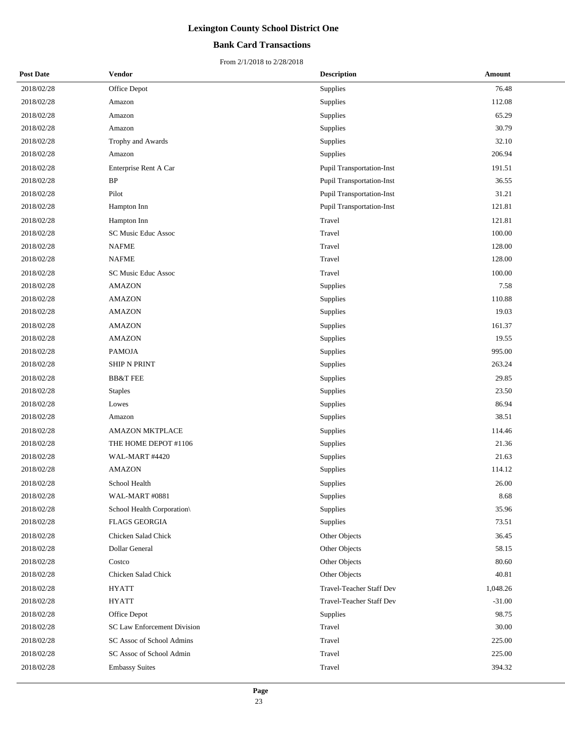# Lexington County School District One

## Bank Card Transactions

From 2/1/2018 to 2/28/2018

| Post Date | Vendor | Description | Amount |
|---|---|---|---|
| 2018/02/28 | Office Depot | Supplies | 76.48 |
| 2018/02/28 | Amazon | Supplies | 112.08 |
| 2018/02/28 | Amazon | Supplies | 65.29 |
| 2018/02/28 | Amazon | Supplies | 30.79 |
| 2018/02/28 | Trophy and Awards | Supplies | 32.10 |
| 2018/02/28 | Amazon | Supplies | 206.94 |
| 2018/02/28 | Enterprise Rent A Car | Pupil Transportation-Inst | 191.51 |
| 2018/02/28 | BP | Pupil Transportation-Inst | 36.55 |
| 2018/02/28 | Pilot | Pupil Transportation-Inst | 31.21 |
| 2018/02/28 | Hampton Inn | Pupil Transportation-Inst | 121.81 |
| 2018/02/28 | Hampton Inn | Travel | 121.81 |
| 2018/02/28 | SC Music Educ Assoc | Travel | 100.00 |
| 2018/02/28 | NAFME | Travel | 128.00 |
| 2018/02/28 | NAFME | Travel | 128.00 |
| 2018/02/28 | SC Music Educ Assoc | Travel | 100.00 |
| 2018/02/28 | AMAZON | Supplies | 7.58 |
| 2018/02/28 | AMAZON | Supplies | 110.88 |
| 2018/02/28 | AMAZON | Supplies | 19.03 |
| 2018/02/28 | AMAZON | Supplies | 161.37 |
| 2018/02/28 | AMAZON | Supplies | 19.55 |
| 2018/02/28 | PAMOJA | Supplies | 995.00 |
| 2018/02/28 | SHIP N PRINT | Supplies | 263.24 |
| 2018/02/28 | BB&T FEE | Supplies | 29.85 |
| 2018/02/28 | Staples | Supplies | 23.50 |
| 2018/02/28 | Lowes | Supplies | 86.94 |
| 2018/02/28 | Amazon | Supplies | 38.51 |
| 2018/02/28 | AMAZON MKTPLACE | Supplies | 114.46 |
| 2018/02/28 | THE HOME DEPOT #1106 | Supplies | 21.36 |
| 2018/02/28 | WAL-MART #4420 | Supplies | 21.63 |
| 2018/02/28 | AMAZON | Supplies | 114.12 |
| 2018/02/28 | School Health | Supplies | 26.00 |
| 2018/02/28 | WAL-MART #0881 | Supplies | 8.68 |
| 2018/02/28 | School Health Corporation\ | Supplies | 35.96 |
| 2018/02/28 | FLAGS GEORGIA | Supplies | 73.51 |
| 2018/02/28 | Chicken Salad Chick | Other Objects | 36.45 |
| 2018/02/28 | Dollar General | Other Objects | 58.15 |
| 2018/02/28 | Costco | Other Objects | 80.60 |
| 2018/02/28 | Chicken Salad Chick | Other Objects | 40.81 |
| 2018/02/28 | HYATT | Travel-Teacher Staff Dev | 1,048.26 |
| 2018/02/28 | HYATT | Travel-Teacher Staff Dev | -31.00 |
| 2018/02/28 | Office Depot | Supplies | 98.75 |
| 2018/02/28 | SC Law Enforcement Division | Travel | 30.00 |
| 2018/02/28 | SC Assoc of School Admins | Travel | 225.00 |
| 2018/02/28 | SC Assoc of School Admin | Travel | 225.00 |
| 2018/02/28 | Embassy Suites | Travel | 394.32 |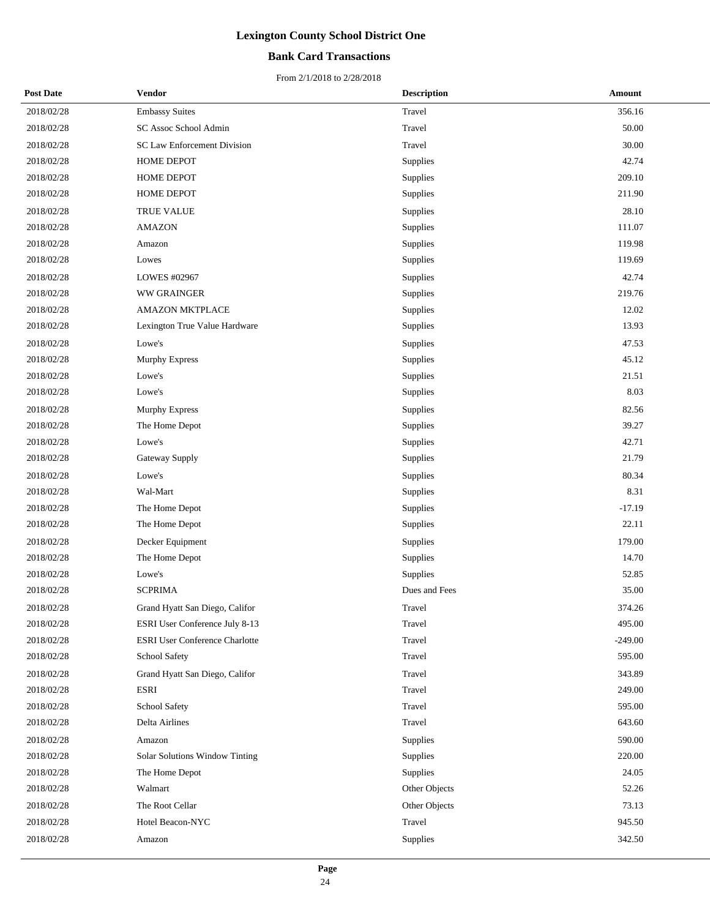# Lexington County School District One

## Bank Card Transactions

From 2/1/2018 to 2/28/2018

| Post Date | Vendor | Description | Amount |
|---|---|---|---|
| 2018/02/28 | Embassy Suites | Travel | 356.16 |
| 2018/02/28 | SC Assoc School Admin | Travel | 50.00 |
| 2018/02/28 | SC Law Enforcement Division | Travel | 30.00 |
| 2018/02/28 | HOME DEPOT | Supplies | 42.74 |
| 2018/02/28 | HOME DEPOT | Supplies | 209.10 |
| 2018/02/28 | HOME DEPOT | Supplies | 211.90 |
| 2018/02/28 | TRUE VALUE | Supplies | 28.10 |
| 2018/02/28 | AMAZON | Supplies | 111.07 |
| 2018/02/28 | Amazon | Supplies | 119.98 |
| 2018/02/28 | Lowes | Supplies | 119.69 |
| 2018/02/28 | LOWES #02967 | Supplies | 42.74 |
| 2018/02/28 | WW GRAINGER | Supplies | 219.76 |
| 2018/02/28 | AMAZON MKTPLACE | Supplies | 12.02 |
| 2018/02/28 | Lexington True Value Hardware | Supplies | 13.93 |
| 2018/02/28 | Lowe's | Supplies | 47.53 |
| 2018/02/28 | Murphy Express | Supplies | 45.12 |
| 2018/02/28 | Lowe's | Supplies | 21.51 |
| 2018/02/28 | Lowe's | Supplies | 8.03 |
| 2018/02/28 | Murphy Express | Supplies | 82.56 |
| 2018/02/28 | The Home Depot | Supplies | 39.27 |
| 2018/02/28 | Lowe's | Supplies | 42.71 |
| 2018/02/28 | Gateway Supply | Supplies | 21.79 |
| 2018/02/28 | Lowe's | Supplies | 80.34 |
| 2018/02/28 | Wal-Mart | Supplies | 8.31 |
| 2018/02/28 | The Home Depot | Supplies | -17.19 |
| 2018/02/28 | The Home Depot | Supplies | 22.11 |
| 2018/02/28 | Decker Equipment | Supplies | 179.00 |
| 2018/02/28 | The Home Depot | Supplies | 14.70 |
| 2018/02/28 | Lowe's | Supplies | 52.85 |
| 2018/02/28 | SCPRIMA | Dues and Fees | 35.00 |
| 2018/02/28 | Grand Hyatt San Diego, Califor | Travel | 374.26 |
| 2018/02/28 | ESRI User Conference July 8-13 | Travel | 495.00 |
| 2018/02/28 | ESRI User Conference Charlotte | Travel | -249.00 |
| 2018/02/28 | School Safety | Travel | 595.00 |
| 2018/02/28 | Grand Hyatt San Diego, Califor | Travel | 343.89 |
| 2018/02/28 | ESRI | Travel | 249.00 |
| 2018/02/28 | School Safety | Travel | 595.00 |
| 2018/02/28 | Delta Airlines | Travel | 643.60 |
| 2018/02/28 | Amazon | Supplies | 590.00 |
| 2018/02/28 | Solar Solutions Window Tinting | Supplies | 220.00 |
| 2018/02/28 | The Home Depot | Supplies | 24.05 |
| 2018/02/28 | Walmart | Other Objects | 52.26 |
| 2018/02/28 | The Root Cellar | Other Objects | 73.13 |
| 2018/02/28 | Hotel Beacon-NYC | Travel | 945.50 |
| 2018/02/28 | Amazon | Supplies | 342.50 |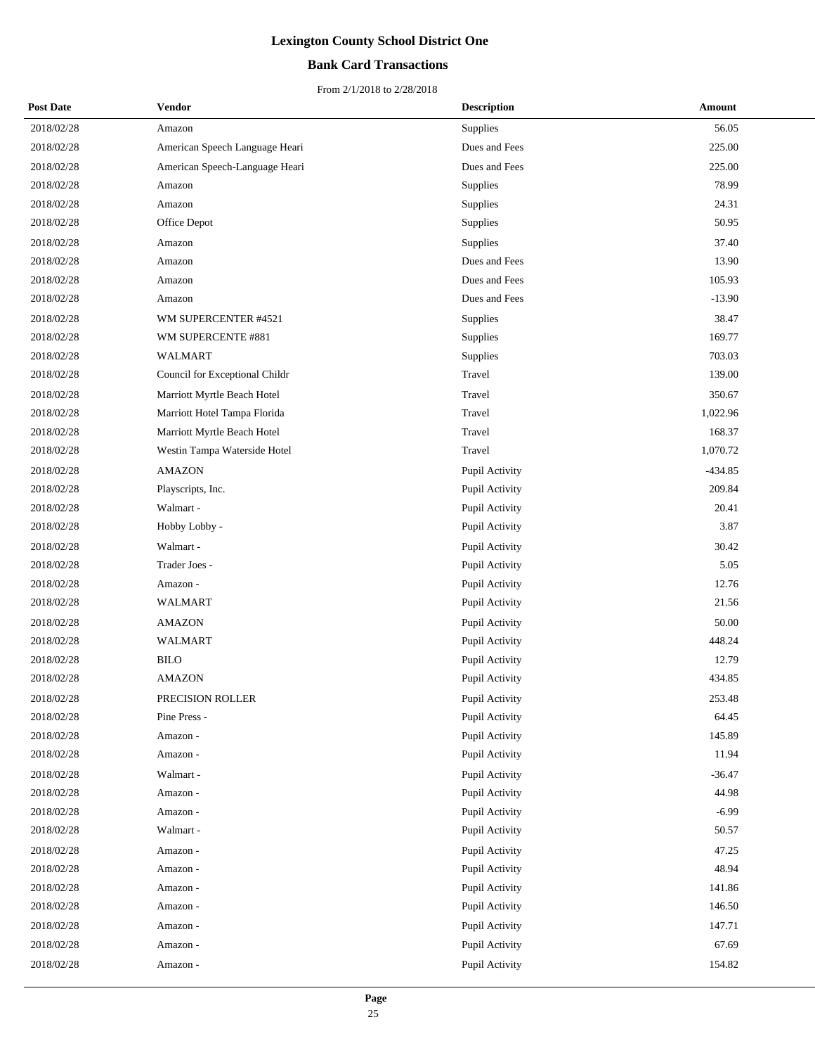# Lexington County School District One

## Bank Card Transactions

From 2/1/2018 to 2/28/2018

| Post Date | Vendor | Description | Amount |
|---|---|---|---|
| 2018/02/28 | Amazon | Supplies | 56.05 |
| 2018/02/28 | American Speech Language Heari | Dues and Fees | 225.00 |
| 2018/02/28 | American Speech-Language Heari | Dues and Fees | 225.00 |
| 2018/02/28 | Amazon | Supplies | 78.99 |
| 2018/02/28 | Amazon | Supplies | 24.31 |
| 2018/02/28 | Office Depot | Supplies | 50.95 |
| 2018/02/28 | Amazon | Supplies | 37.40 |
| 2018/02/28 | Amazon | Dues and Fees | 13.90 |
| 2018/02/28 | Amazon | Dues and Fees | 105.93 |
| 2018/02/28 | Amazon | Dues and Fees | -13.90 |
| 2018/02/28 | WM SUPERCENTER #4521 | Supplies | 38.47 |
| 2018/02/28 | WM SUPERCENTE #881 | Supplies | 169.77 |
| 2018/02/28 | WALMART | Supplies | 703.03 |
| 2018/02/28 | Council for Exceptional Childr | Travel | 139.00 |
| 2018/02/28 | Marriott Myrtle Beach Hotel | Travel | 350.67 |
| 2018/02/28 | Marriott Hotel Tampa Florida | Travel | 1,022.96 |
| 2018/02/28 | Marriott Myrtle Beach Hotel | Travel | 168.37 |
| 2018/02/28 | Westin Tampa Waterside Hotel | Travel | 1,070.72 |
| 2018/02/28 | AMAZON | Pupil Activity | -434.85 |
| 2018/02/28 | Playscripts, Inc. | Pupil Activity | 209.84 |
| 2018/02/28 | Walmart - | Pupil Activity | 20.41 |
| 2018/02/28 | Hobby Lobby - | Pupil Activity | 3.87 |
| 2018/02/28 | Walmart - | Pupil Activity | 30.42 |
| 2018/02/28 | Trader Joes - | Pupil Activity | 5.05 |
| 2018/02/28 | Amazon - | Pupil Activity | 12.76 |
| 2018/02/28 | WALMART | Pupil Activity | 21.56 |
| 2018/02/28 | AMAZON | Pupil Activity | 50.00 |
| 2018/02/28 | WALMART | Pupil Activity | 448.24 |
| 2018/02/28 | BILO | Pupil Activity | 12.79 |
| 2018/02/28 | AMAZON | Pupil Activity | 434.85 |
| 2018/02/28 | PRECISION ROLLER | Pupil Activity | 253.48 |
| 2018/02/28 | Pine Press - | Pupil Activity | 64.45 |
| 2018/02/28 | Amazon - | Pupil Activity | 145.89 |
| 2018/02/28 | Amazon - | Pupil Activity | 11.94 |
| 2018/02/28 | Walmart - | Pupil Activity | -36.47 |
| 2018/02/28 | Amazon - | Pupil Activity | 44.98 |
| 2018/02/28 | Amazon - | Pupil Activity | -6.99 |
| 2018/02/28 | Walmart - | Pupil Activity | 50.57 |
| 2018/02/28 | Amazon - | Pupil Activity | 47.25 |
| 2018/02/28 | Amazon - | Pupil Activity | 48.94 |
| 2018/02/28 | Amazon - | Pupil Activity | 141.86 |
| 2018/02/28 | Amazon - | Pupil Activity | 146.50 |
| 2018/02/28 | Amazon - | Pupil Activity | 147.71 |
| 2018/02/28 | Amazon - | Pupil Activity | 67.69 |
| 2018/02/28 | Amazon - | Pupil Activity | 154.82 |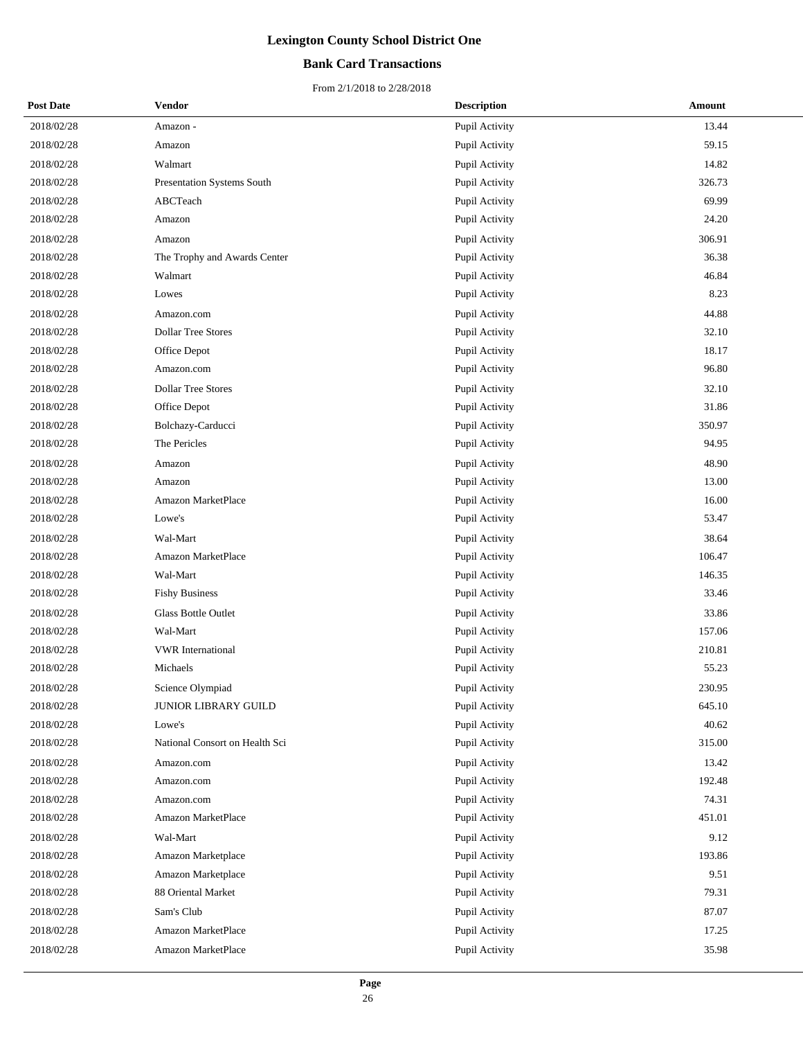# Lexington County School District One

## Bank Card Transactions

From 2/1/2018 to 2/28/2018

| Post Date | Vendor | Description | Amount |
|---|---|---|---|
| 2018/02/28 | Amazon - | Pupil Activity | 13.44 |
| 2018/02/28 | Amazon | Pupil Activity | 59.15 |
| 2018/02/28 | Walmart | Pupil Activity | 14.82 |
| 2018/02/28 | Presentation Systems South | Pupil Activity | 326.73 |
| 2018/02/28 | ABCTeach | Pupil Activity | 69.99 |
| 2018/02/28 | Amazon | Pupil Activity | 24.20 |
| 2018/02/28 | Amazon | Pupil Activity | 306.91 |
| 2018/02/28 | The Trophy and Awards Center | Pupil Activity | 36.38 |
| 2018/02/28 | Walmart | Pupil Activity | 46.84 |
| 2018/02/28 | Lowes | Pupil Activity | 8.23 |
| 2018/02/28 | Amazon.com | Pupil Activity | 44.88 |
| 2018/02/28 | Dollar Tree Stores | Pupil Activity | 32.10 |
| 2018/02/28 | Office Depot | Pupil Activity | 18.17 |
| 2018/02/28 | Amazon.com | Pupil Activity | 96.80 |
| 2018/02/28 | Dollar Tree Stores | Pupil Activity | 32.10 |
| 2018/02/28 | Office Depot | Pupil Activity | 31.86 |
| 2018/02/28 | Bolchazy-Carducci | Pupil Activity | 350.97 |
| 2018/02/28 | The Pericles | Pupil Activity | 94.95 |
| 2018/02/28 | Amazon | Pupil Activity | 48.90 |
| 2018/02/28 | Amazon | Pupil Activity | 13.00 |
| 2018/02/28 | Amazon MarketPlace | Pupil Activity | 16.00 |
| 2018/02/28 | Lowe's | Pupil Activity | 53.47 |
| 2018/02/28 | Wal-Mart | Pupil Activity | 38.64 |
| 2018/02/28 | Amazon MarketPlace | Pupil Activity | 106.47 |
| 2018/02/28 | Wal-Mart | Pupil Activity | 146.35 |
| 2018/02/28 | Fishy Business | Pupil Activity | 33.46 |
| 2018/02/28 | Glass Bottle Outlet | Pupil Activity | 33.86 |
| 2018/02/28 | Wal-Mart | Pupil Activity | 157.06 |
| 2018/02/28 | VWR International | Pupil Activity | 210.81 |
| 2018/02/28 | Michaels | Pupil Activity | 55.23 |
| 2018/02/28 | Science Olympiad | Pupil Activity | 230.95 |
| 2018/02/28 | JUNIOR LIBRARY GUILD | Pupil Activity | 645.10 |
| 2018/02/28 | Lowe's | Pupil Activity | 40.62 |
| 2018/02/28 | National Consort on Health Sci | Pupil Activity | 315.00 |
| 2018/02/28 | Amazon.com | Pupil Activity | 13.42 |
| 2018/02/28 | Amazon.com | Pupil Activity | 192.48 |
| 2018/02/28 | Amazon.com | Pupil Activity | 74.31 |
| 2018/02/28 | Amazon MarketPlace | Pupil Activity | 451.01 |
| 2018/02/28 | Wal-Mart | Pupil Activity | 9.12 |
| 2018/02/28 | Amazon Marketplace | Pupil Activity | 193.86 |
| 2018/02/28 | Amazon Marketplace | Pupil Activity | 9.51 |
| 2018/02/28 | 88 Oriental Market | Pupil Activity | 79.31 |
| 2018/02/28 | Sam's Club | Pupil Activity | 87.07 |
| 2018/02/28 | Amazon MarketPlace | Pupil Activity | 17.25 |
| 2018/02/28 | Amazon MarketPlace | Pupil Activity | 35.98 |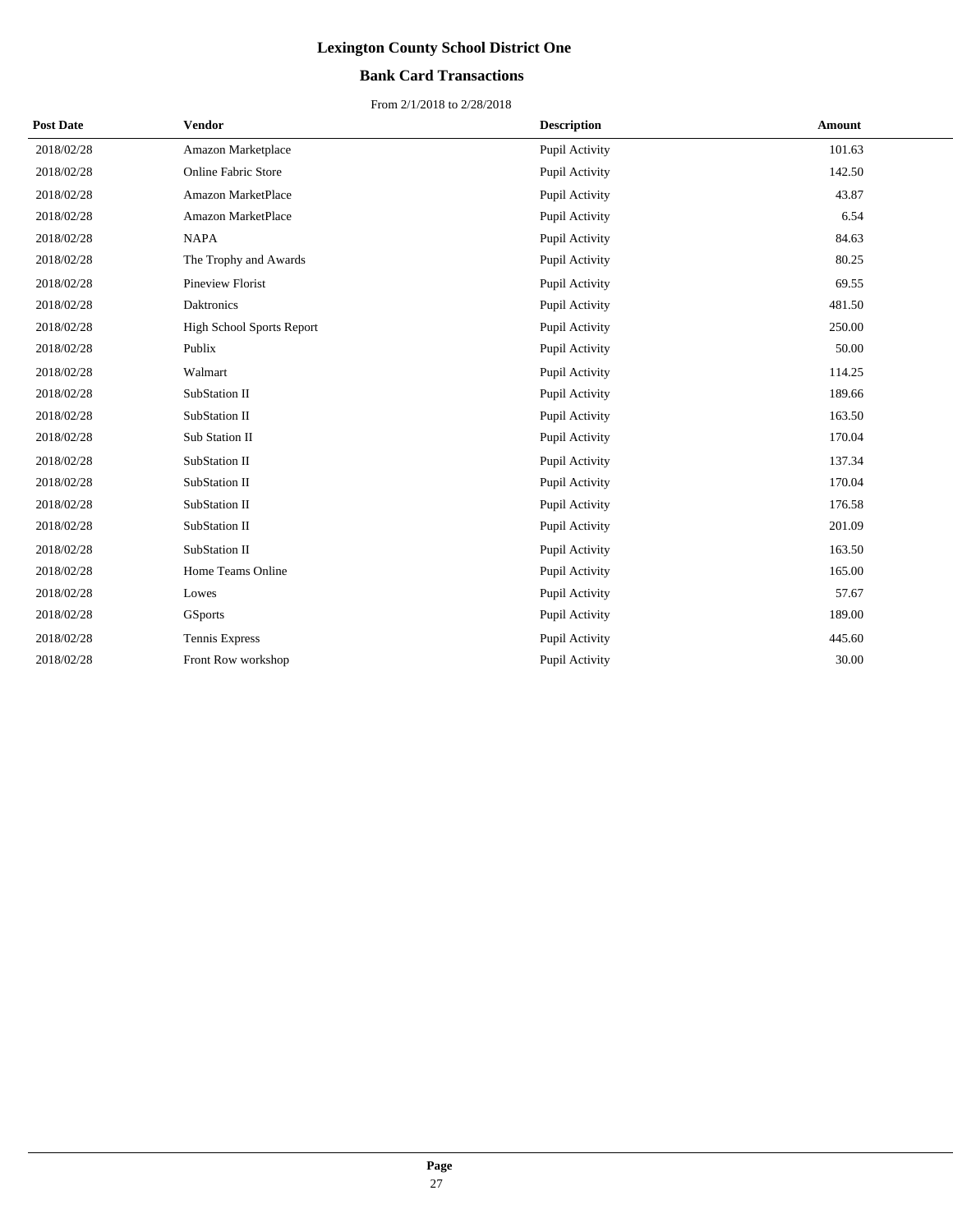# Lexington County School District One

## Bank Card Transactions

From 2/1/2018 to 2/28/2018

| Post Date | Vendor | Description | Amount |
|---|---|---|---|
| 2018/02/28 | Amazon Marketplace | Pupil Activity | 101.63 |
| 2018/02/28 | Online Fabric Store | Pupil Activity | 142.50 |
| 2018/02/28 | Amazon MarketPlace | Pupil Activity | 43.87 |
| 2018/02/28 | Amazon MarketPlace | Pupil Activity | 6.54 |
| 2018/02/28 | NAPA | Pupil Activity | 84.63 |
| 2018/02/28 | The Trophy and Awards | Pupil Activity | 80.25 |
| 2018/02/28 | Pineview Florist | Pupil Activity | 69.55 |
| 2018/02/28 | Daktronics | Pupil Activity | 481.50 |
| 2018/02/28 | High School Sports Report | Pupil Activity | 250.00 |
| 2018/02/28 | Publix | Pupil Activity | 50.00 |
| 2018/02/28 | Walmart | Pupil Activity | 114.25 |
| 2018/02/28 | SubStation II | Pupil Activity | 189.66 |
| 2018/02/28 | SubStation II | Pupil Activity | 163.50 |
| 2018/02/28 | Sub Station II | Pupil Activity | 170.04 |
| 2018/02/28 | SubStation II | Pupil Activity | 137.34 |
| 2018/02/28 | SubStation II | Pupil Activity | 170.04 |
| 2018/02/28 | SubStation II | Pupil Activity | 176.58 |
| 2018/02/28 | SubStation II | Pupil Activity | 201.09 |
| 2018/02/28 | SubStation II | Pupil Activity | 163.50 |
| 2018/02/28 | Home Teams Online | Pupil Activity | 165.00 |
| 2018/02/28 | Lowes | Pupil Activity | 57.67 |
| 2018/02/28 | GSports | Pupil Activity | 189.00 |
| 2018/02/28 | Tennis Express | Pupil Activity | 445.60 |
| 2018/02/28 | Front Row workshop | Pupil Activity | 30.00 |